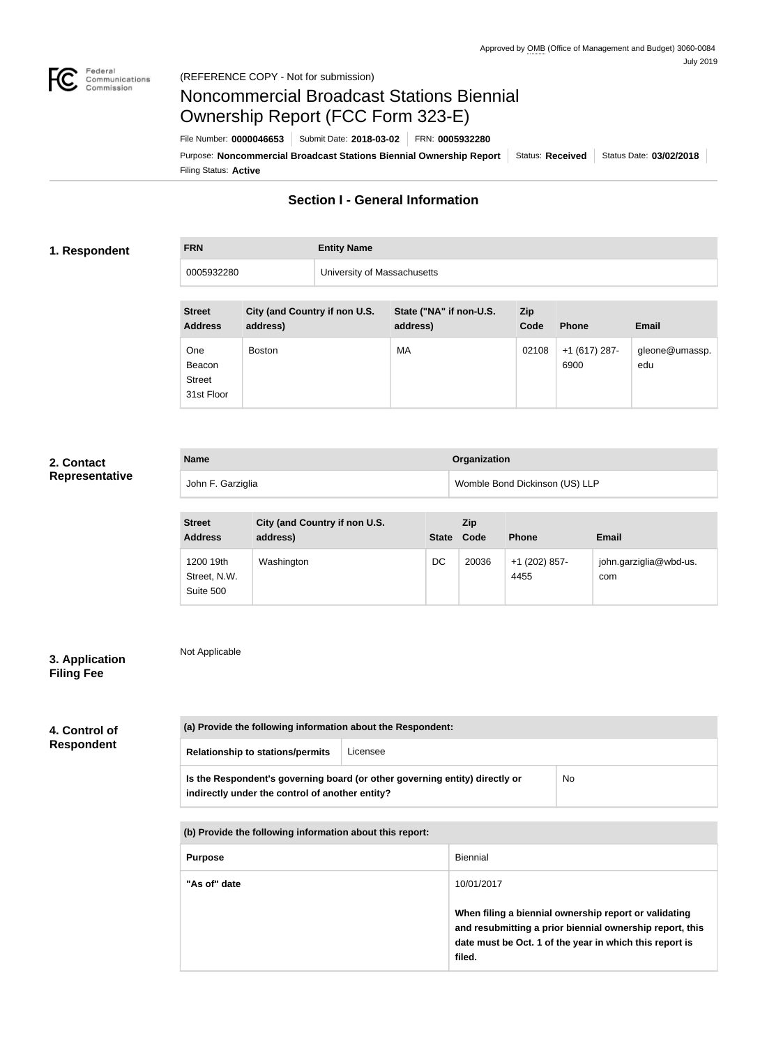Approved by OMB (Office of Management and Budget) 3060-0084
July 2019

(REFERENCE COPY - Not for submission)

# Noncommercial Broadcast Stations Biennial Ownership Report (FCC Form 323-E)

File Number: **0000046653** | Submit Date: **2018-03-02** | FRN: **0005932280**

Purpose: **Noncommercial Broadcast Stations Biennial Ownership Report** | Status: **Received** | Status Date: **03/02/2018**

Filing Status: **Active**

## Section I - General Information

### 1. Respondent

| FRN | Entity Name |
|---|---|
| 0005932280 | University of Massachusetts |

| Street Address | City (and Country if non U.S. address) | State ("NA" if non-U.S. address) | Zip Code | Phone | Email |
|---|---|---|---|---|---|
| One Beacon Street 31st Floor | Boston | MA | 02108 | +1 (617) 287-6900 | gleone@umassp.edu |

### 2. Contact Representative

| Name | Organization |
|---|---|
| John F. Garziglia | Womble Bond Dickinson (US) LLP |

| Street Address | City (and Country if non U.S. address) | State | Zip Code | Phone | Email |
|---|---|---|---|---|---|
| 1200 19th Street, N.W. Suite 500 | Washington | DC | 20036 | +1 (202) 857-4455 | john.garziglia@wbd-us.com |

### 3. Application Filing Fee

Not Applicable

### 4. Control of Respondent

| (a) Provide the following information about the Respondent: | |
|---|---|
| Relationship to stations/permits | Licensee |
| Is the Respondent's governing board (or other governing entity) directly or indirectly under the control of another entity? | No |

| (b) Provide the following information about this report: | |
|---|---|
| Purpose | Biennial |
| "As of" date | 10/01/2017<br><br>**When filing a biennial ownership report or validating and resubmitting a prior biennial ownership report, this date must be Oct. 1 of the year in which this report is filed.** |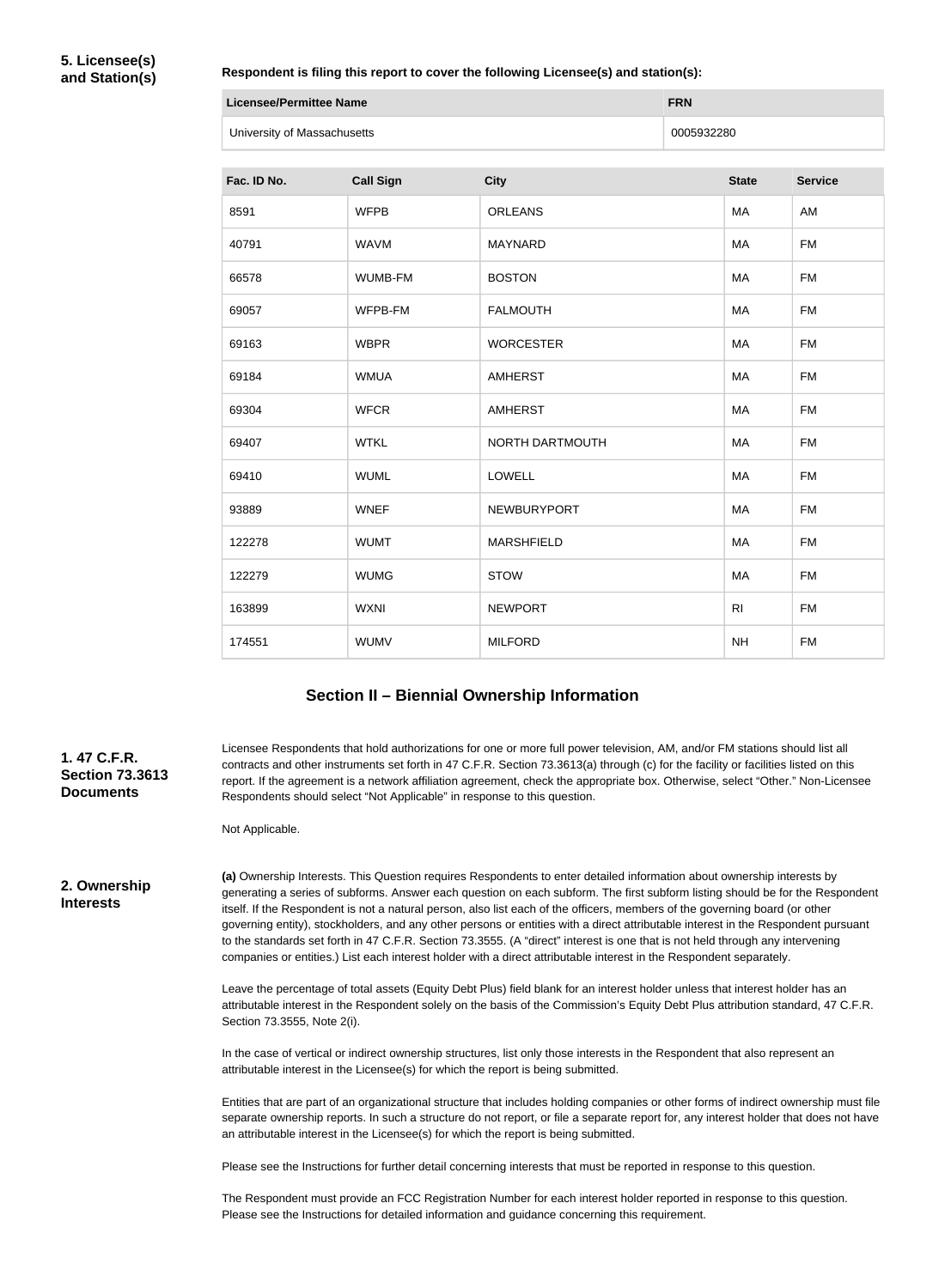## 5. Licensee(s) and Station(s)

**Respondent is filing this report to cover the following Licensee(s) and station(s):**

| Licensee/Permittee Name | FRN |
| --- | --- |
| University of Massachusetts | 0005932280 |

| Fac. ID No. | Call Sign | City | State | Service |
| --- | --- | --- | --- | --- |
| 8591 | WFPB | ORLEANS | MA | AM |
| 40791 | WAVM | MAYNARD | MA | FM |
| 66578 | WUMB-FM | BOSTON | MA | FM |
| 69057 | WFPB-FM | FALMOUTH | MA | FM |
| 69163 | WBPR | WORCESTER | MA | FM |
| 69184 | WMUA | AMHERST | MA | FM |
| 69304 | WFCR | AMHERST | MA | FM |
| 69407 | WTKL | NORTH DARTMOUTH | MA | FM |
| 69410 | WUML | LOWELL | MA | FM |
| 93889 | WNEF | NEWBURYPORT | MA | FM |
| 122278 | WUMT | MARSHFIELD | MA | FM |
| 122279 | WUMG | STOW | MA | FM |
| 163899 | WXNI | NEWPORT | RI | FM |
| 174551 | WUMV | MILFORD | NH | FM |

## Section II – Biennial Ownership Information

### 1. 47 C.F.R. Section 73.3613 Documents

Licensee Respondents that hold authorizations for one or more full power television, AM, and/or FM stations should list all contracts and other instruments set forth in 47 C.F.R. Section 73.3613(a) through (c) for the facility or facilities listed on this report. If the agreement is a network affiliation agreement, check the appropriate box. Otherwise, select "Other." Non-Licensee Respondents should select "Not Applicable" in response to this question.

Not Applicable.

### 2. Ownership Interests

**(a)** Ownership Interests. This Question requires Respondents to enter detailed information about ownership interests by generating a series of subforms. Answer each question on each subform. The first subform listing should be for the Respondent itself. If the Respondent is not a natural person, also list each of the officers, members of the governing board (or other governing entity), stockholders, and any other persons or entities with a direct attributable interest in the Respondent pursuant to the standards set forth in 47 C.F.R. Section 73.3555. (A "direct" interest is one that is not held through any intervening companies or entities.) List each interest holder with a direct attributable interest in the Respondent separately.

Leave the percentage of total assets (Equity Debt Plus) field blank for an interest holder unless that interest holder has an attributable interest in the Respondent solely on the basis of the Commission's Equity Debt Plus attribution standard, 47 C.F.R. Section 73.3555, Note 2(i).

In the case of vertical or indirect ownership structures, list only those interests in the Respondent that also represent an attributable interest in the Licensee(s) for which the report is being submitted.

Entities that are part of an organizational structure that includes holding companies or other forms of indirect ownership must file separate ownership reports. In such a structure do not report, or file a separate report for, any interest holder that does not have an attributable interest in the Licensee(s) for which the report is being submitted.

Please see the Instructions for further detail concerning interests that must be reported in response to this question.

The Respondent must provide an FCC Registration Number for each interest holder reported in response to this question. Please see the Instructions for detailed information and guidance concerning this requirement.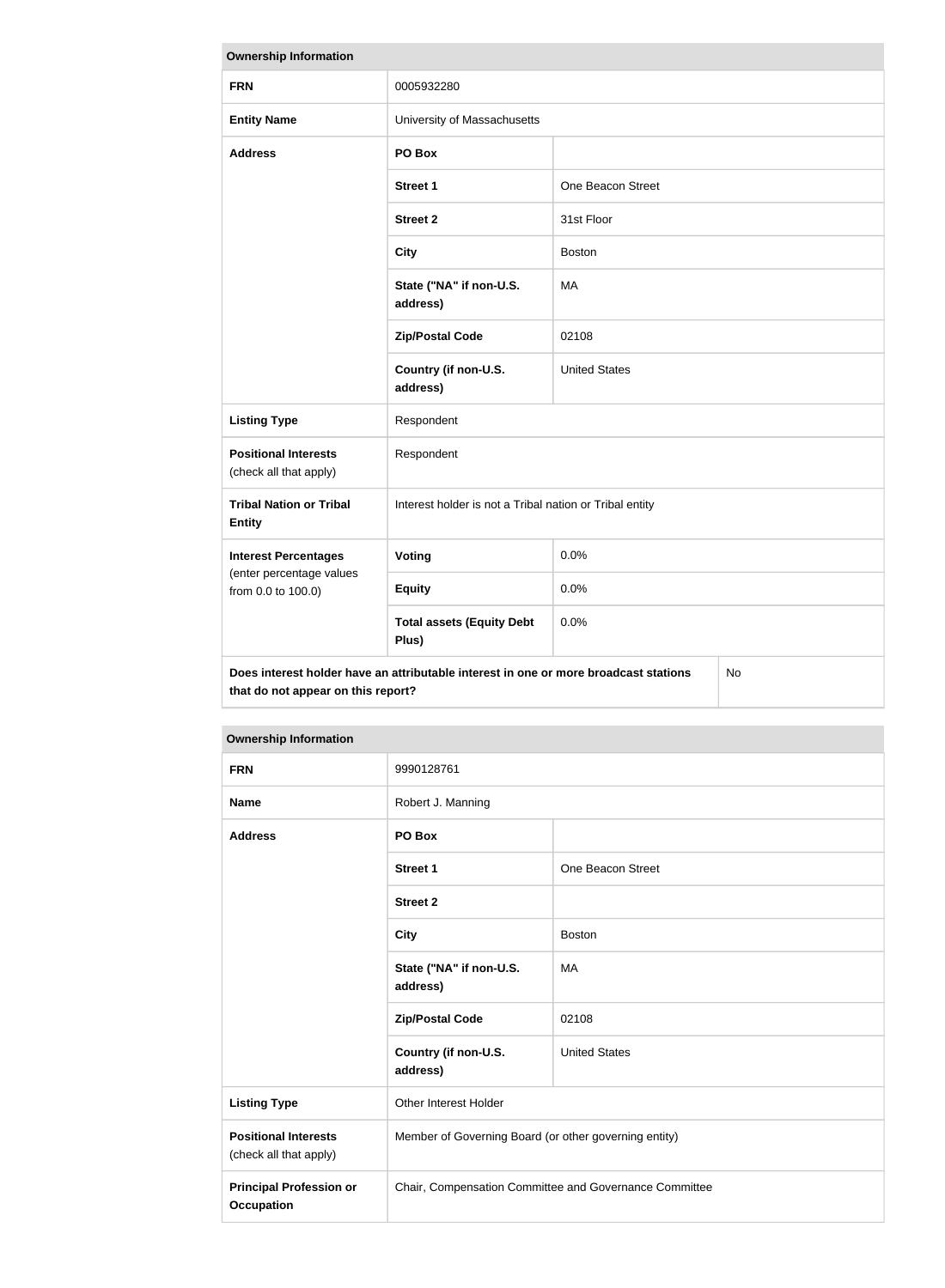| Ownership Information | | |
|---|---|---|
| **FRN** | 0005932280 | |
| **Entity Name** | University of Massachusetts | |
| **Address** | **PO Box** | |
| | **Street 1** | One Beacon Street |
| | **Street 2** | 31st Floor |
| | **City** | Boston |
| | **State ("NA" if non-U.S. address)** | MA |
| | **Zip/Postal Code** | 02108 |
| | **Country (if non-U.S. address)** | United States |
| **Listing Type** | Respondent | |
| **Positional Interests** (check all that apply) | Respondent | |
| **Tribal Nation or Tribal Entity** | Interest holder is not a Tribal nation or Tribal entity | |
| **Interest Percentages** (enter percentage values from 0.0 to 100.0) | **Voting** | 0.0% |
| | **Equity** | 0.0% |
| | **Total assets (Equity Debt Plus)** | 0.0% |
| **Does interest holder have an attributable interest in one or more broadcast stations that do not appear on this report?** | | No |

| Ownership Information | | |
|---|---|---|
| **FRN** | 9990128761 | |
| **Name** | Robert J. Manning | |
| **Address** | **PO Box** | |
| | **Street 1** | One Beacon Street |
| | **Street 2** | |
| | **City** | Boston |
| | **State ("NA" if non-U.S. address)** | MA |
| | **Zip/Postal Code** | 02108 |
| | **Country (if non-U.S. address)** | United States |
| **Listing Type** | Other Interest Holder | |
| **Positional Interests** (check all that apply) | Member of Governing Board (or other governing entity) | |
| **Principal Profession or Occupation** | Chair, Compensation Committee and Governance Committee | |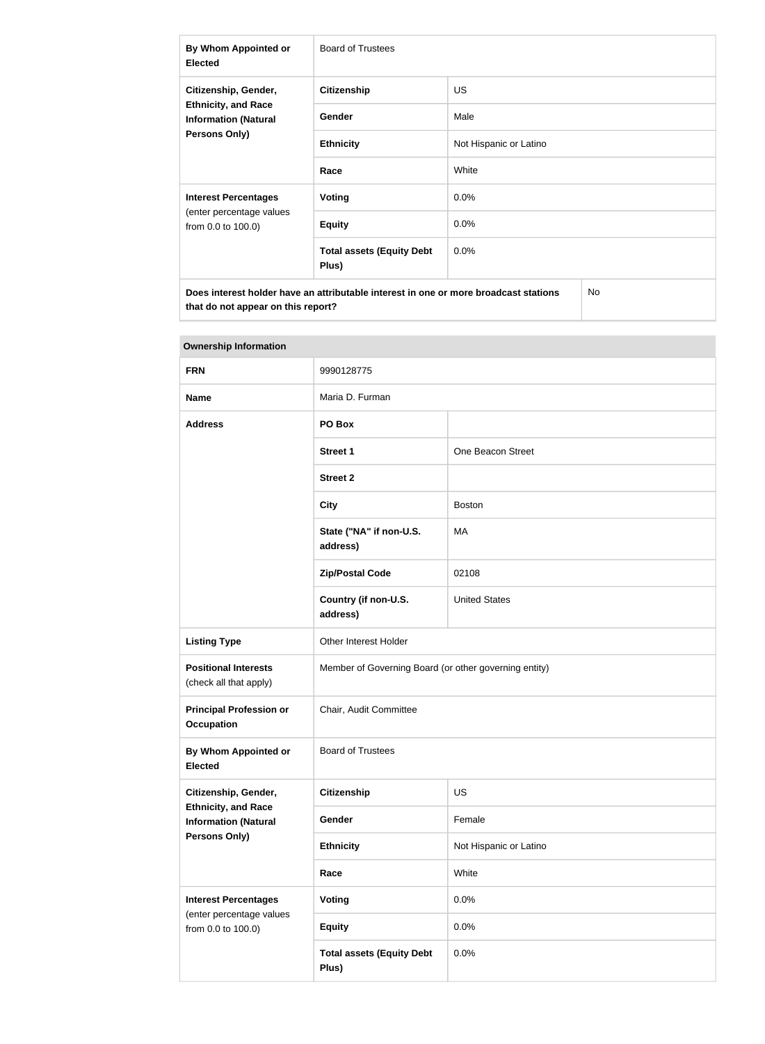| By Whom Appointed or Elected | Board of Trustees | |
|---|---|---|
| Citizenship, Gender, Ethnicity, and Race Information (Natural Persons Only) | Citizenship | US |
| | Gender | Male |
| | Ethnicity | Not Hispanic or Latino |
| | Race | White |
| Interest Percentages (enter percentage values from 0.0 to 100.0) | Voting | 0.0% |
| | Equity | 0.0% |
| | Total assets (Equity Debt Plus) | 0.0% |
| Does interest holder have an attributable interest in one or more broadcast stations that do not appear on this report? | | No |

| Ownership Information | | |
|---|---|---|
| FRN | 9990128775 | |
| Name | Maria D. Furman | |
| Address | PO Box | |
| | Street 1 | One Beacon Street |
| | Street 2 | |
| | City | Boston |
| | State ("NA" if non-U.S. address) | MA |
| | Zip/Postal Code | 02108 |
| | Country (if non-U.S. address) | United States |
| Listing Type | Other Interest Holder | |
| Positional Interests (check all that apply) | Member of Governing Board (or other governing entity) | |
| Principal Profession or Occupation | Chair, Audit Committee | |
| By Whom Appointed or Elected | Board of Trustees | |
| Citizenship, Gender, Ethnicity, and Race Information (Natural Persons Only) | Citizenship | US |
| | Gender | Female |
| | Ethnicity | Not Hispanic or Latino |
| | Race | White |
| Interest Percentages (enter percentage values from 0.0 to 100.0) | Voting | 0.0% |
| | Equity | 0.0% |
| | Total assets (Equity Debt Plus) | 0.0% |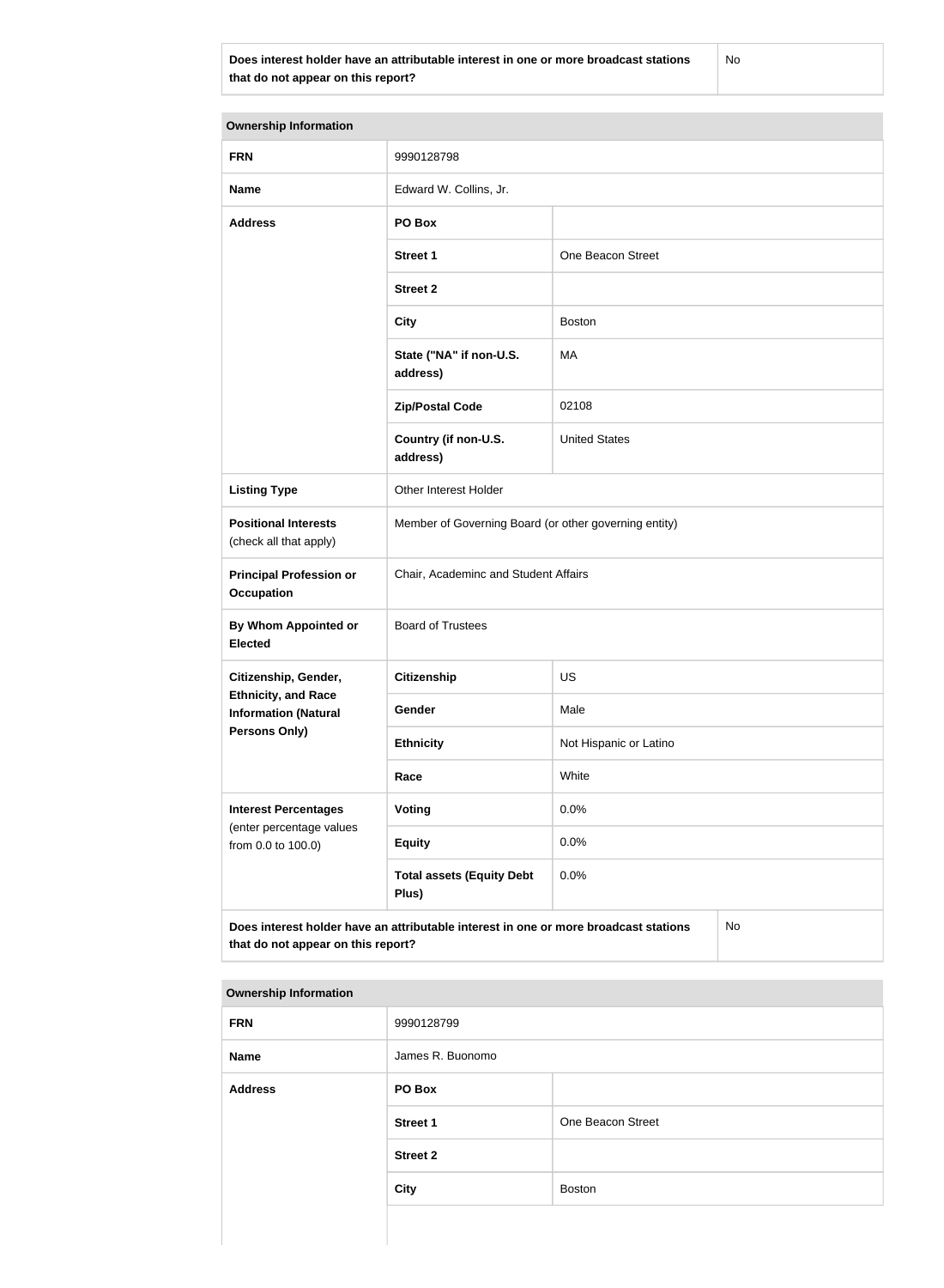| Does interest holder have an attributable interest in one or more broadcast stations that do not appear on this report? | No |
|---|---|

| Ownership Information | | |
|---|---|---|
| **FRN** | 9990128798 | |
| **Name** | Edward W. Collins, Jr. | |
| **Address** | **PO Box** | |
| | **Street 1** | One Beacon Street |
| | **Street 2** | |
| | **City** | Boston |
| | **State ("NA" if non-U.S. address)** | MA |
| | **Zip/Postal Code** | 02108 |
| | **Country (if non-U.S. address)** | United States |
| **Listing Type** | Other Interest Holder | |
| **Positional Interests** (check all that apply) | Member of Governing Board (or other governing entity) | |
| **Principal Profession or Occupation** | Chair, Academinc and Student Affairs | |
| **By Whom Appointed or Elected** | Board of Trustees | |
| **Citizenship, Gender, Ethnicity, and Race Information (Natural Persons Only)** | **Citizenship** | US |
| | **Gender** | Male |
| | **Ethnicity** | Not Hispanic or Latino |
| | **Race** | White |
| **Interest Percentages** (enter percentage values from 0.0 to 100.0) | **Voting** | 0.0% |
| | **Equity** | 0.0% |
| | **Total assets (Equity Debt Plus)** | 0.0% |
| **Does interest holder have an attributable interest in one or more broadcast stations that do not appear on this report?** | | No |

| Ownership Information | | |
|---|---|---|
| **FRN** | 9990128799 | |
| **Name** | James R. Buonomo | |
| **Address** | **PO Box** | |
| | **Street 1** | One Beacon Street |
| | **Street 2** | |
| | **City** | Boston |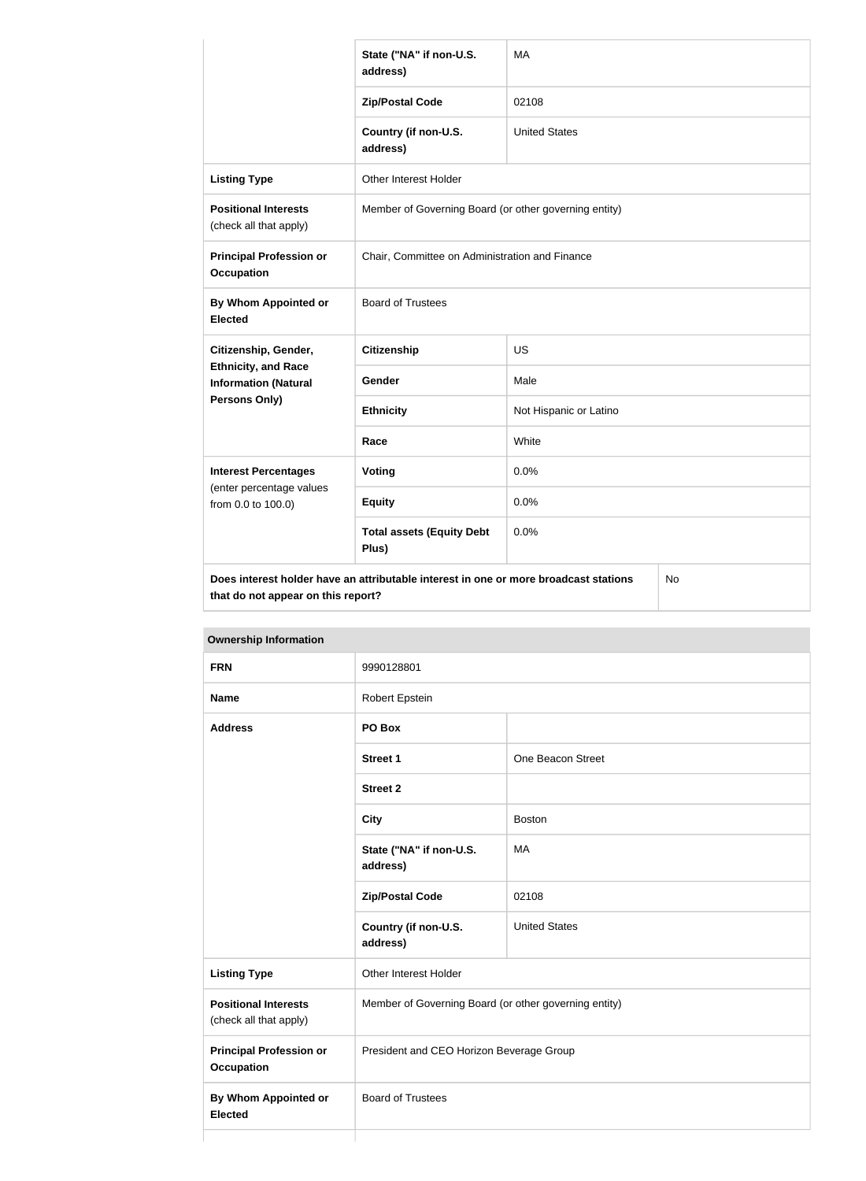| | | |
|---|---|---|
| | **State ("NA" if non-U.S. address)** | MA |
| | **Zip/Postal Code** | 02108 |
| | **Country (if non-U.S. address)** | United States |
| **Listing Type** | Other Interest Holder | |
| **Positional Interests** (check all that apply) | Member of Governing Board (or other governing entity) | |
| **Principal Profession or Occupation** | Chair, Committee on Administration and Finance | |
| **By Whom Appointed or Elected** | Board of Trustees | |
| **Citizenship, Gender, Ethnicity, and Race Information (Natural Persons Only)** | **Citizenship** | US |
| | **Gender** | Male |
| | **Ethnicity** | Not Hispanic or Latino |
| | **Race** | White |
| **Interest Percentages** (enter percentage values from 0.0 to 100.0) | **Voting** | 0.0% |
| | **Equity** | 0.0% |
| | **Total assets (Equity Debt Plus)** | 0.0% |
| **Does interest holder have an attributable interest in one or more broadcast stations that do not appear on this report?** | | No |

| **Ownership Information** | | |
|---|---|---|
| **FRN** | 9990128801 | |
| **Name** | Robert Epstein | |
| **Address** | **PO Box** | |
| | **Street 1** | One Beacon Street |
| | **Street 2** | |
| | **City** | Boston |
| | **State ("NA" if non-U.S. address)** | MA |
| | **Zip/Postal Code** | 02108 |
| | **Country (if non-U.S. address)** | United States |
| **Listing Type** | Other Interest Holder | |
| **Positional Interests** (check all that apply) | Member of Governing Board (or other governing entity) | |
| **Principal Profession or Occupation** | President and CEO Horizon Beverage Group | |
| **By Whom Appointed or Elected** | Board of Trustees | |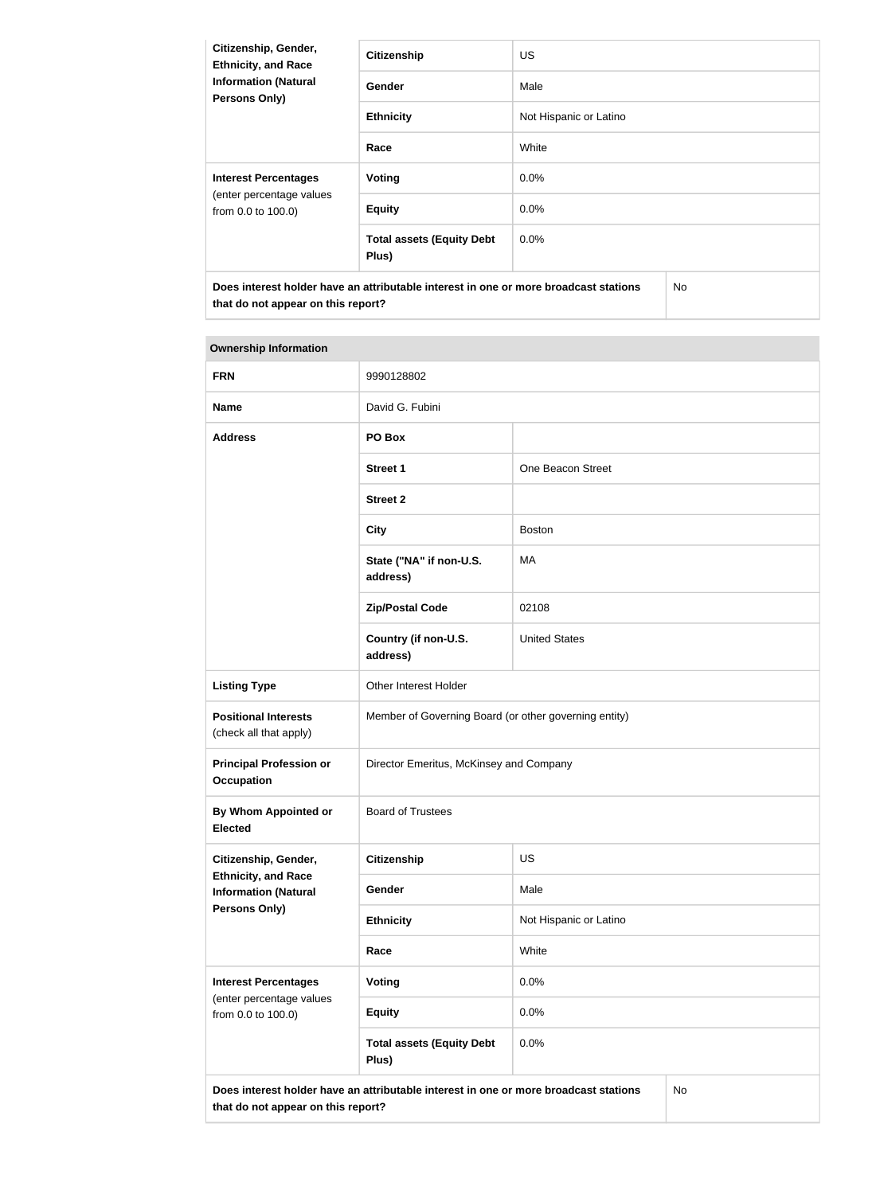| Citizenship, Gender, Ethnicity, and Race Information (Natural Persons Only) | Citizenship | US |
|---|---|---|
| | Gender | Male |
| | Ethnicity | Not Hispanic or Latino |
| | Race | White |
| Interest Percentages (enter percentage values from 0.0 to 100.0) | Voting | 0.0% |
| | Equity | 0.0% |
| | Total assets (Equity Debt Plus) | 0.0% |
| Does interest holder have an attributable interest in one or more broadcast stations that do not appear on this report? | | No |

| Ownership Information | | |
|---|---|---|
| FRN | 9990128802 | |
| Name | David G. Fubini | |
| Address | PO Box | |
| | Street 1 | One Beacon Street |
| | Street 2 | |
| | City | Boston |
| | State ("NA" if non-U.S. address) | MA |
| | Zip/Postal Code | 02108 |
| | Country (if non-U.S. address) | United States |
| Listing Type | Other Interest Holder | |
| Positional Interests (check all that apply) | Member of Governing Board (or other governing entity) | |
| Principal Profession or Occupation | Director Emeritus, McKinsey and Company | |
| By Whom Appointed or Elected | Board of Trustees | |
| Citizenship, Gender, Ethnicity, and Race Information (Natural Persons Only) | Citizenship | US |
| | Gender | Male |
| | Ethnicity | Not Hispanic or Latino |
| | Race | White |
| Interest Percentages (enter percentage values from 0.0 to 100.0) | Voting | 0.0% |
| | Equity | 0.0% |
| | Total assets (Equity Debt Plus) | 0.0% |
| Does interest holder have an attributable interest in one or more broadcast stations that do not appear on this report? | | No |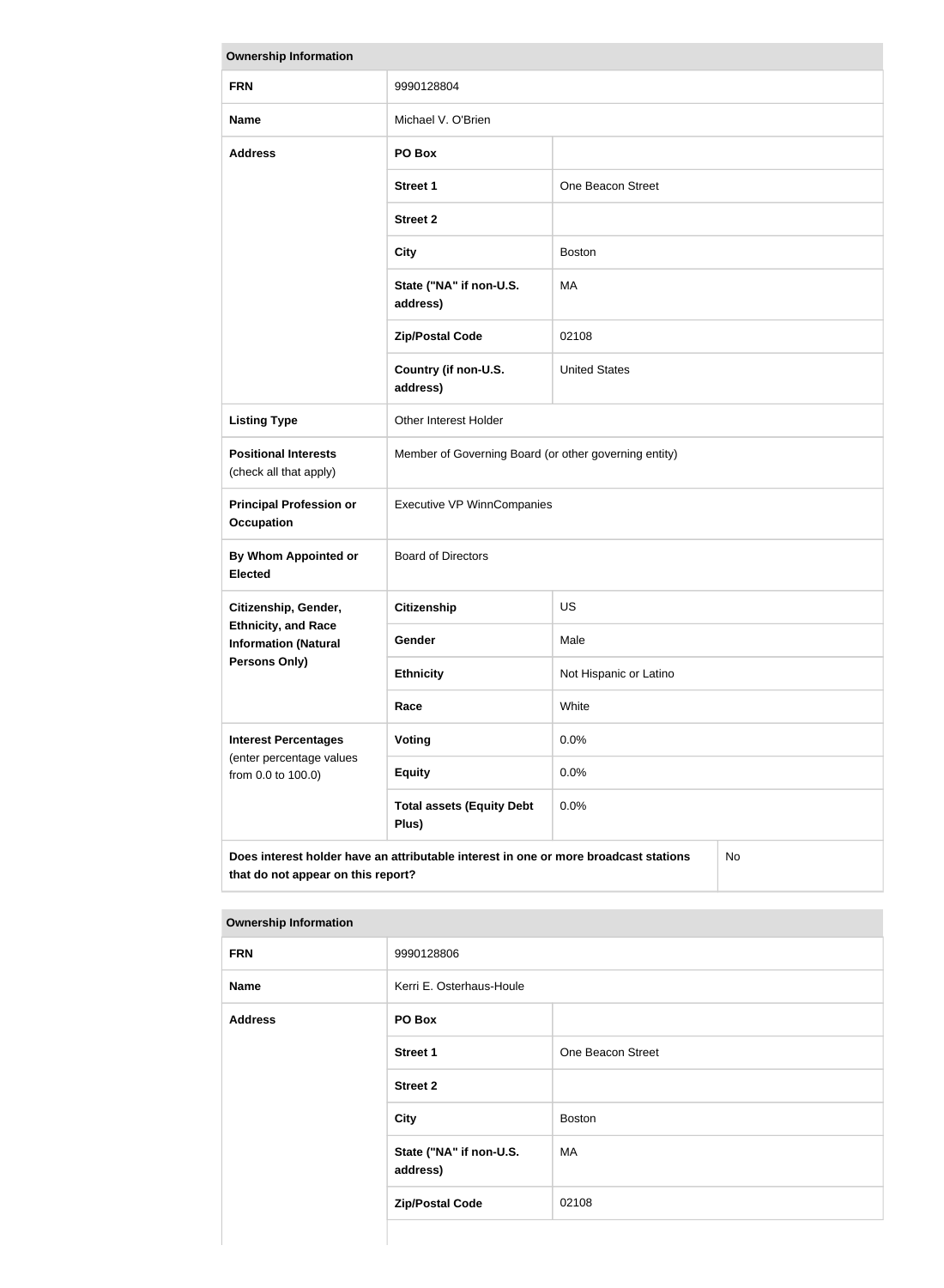| Ownership Information | | |
|---|---|---|
| **FRN** | 9990128804 | |
| **Name** | Michael V. O'Brien | |
| **Address** | **PO Box** | |
| | **Street 1** | One Beacon Street |
| | **Street 2** | |
| | **City** | Boston |
| | **State ("NA" if non-U.S. address)** | MA |
| | **Zip/Postal Code** | 02108 |
| | **Country (if non-U.S. address)** | United States |
| **Listing Type** | Other Interest Holder | |
| **Positional Interests** (check all that apply) | Member of Governing Board (or other governing entity) | |
| **Principal Profession or Occupation** | Executive VP WinnCompanies | |
| **By Whom Appointed or Elected** | Board of Directors | |
| **Citizenship, Gender, Ethnicity, and Race Information (Natural Persons Only)** | **Citizenship** | US |
| | **Gender** | Male |
| | **Ethnicity** | Not Hispanic or Latino |
| | **Race** | White |
| **Interest Percentages** (enter percentage values from 0.0 to 100.0) | **Voting** | 0.0% |
| | **Equity** | 0.0% |
| | **Total assets (Equity Debt Plus)** | 0.0% |
| **Does interest holder have an attributable interest in one or more broadcast stations that do not appear on this report?** | | No |

| Ownership Information | | |
|---|---|---|
| **FRN** | 9990128806 | |
| **Name** | Kerri E. Osterhaus-Houle | |
| **Address** | **PO Box** | |
| | **Street 1** | One Beacon Street |
| | **Street 2** | |
| | **City** | Boston |
| | **State ("NA" if non-U.S. address)** | MA |
| | **Zip/Postal Code** | 02108 |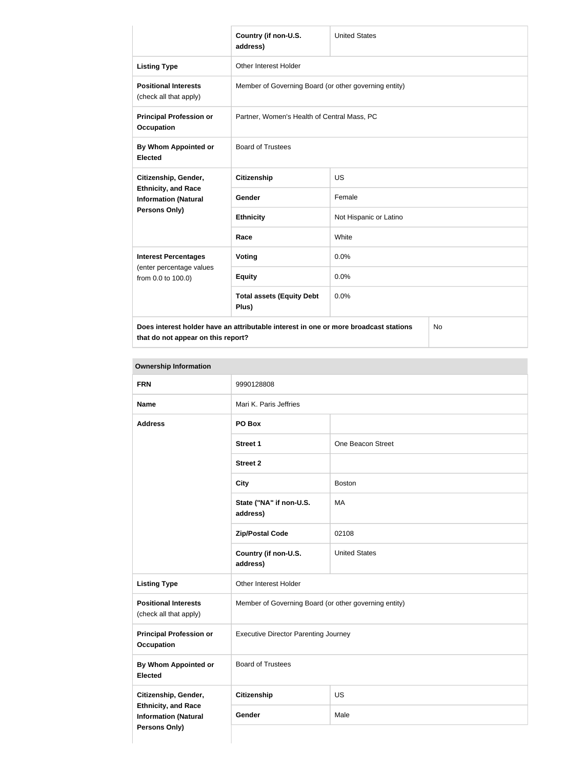| | | |
|---|---|---|
| | **Country (if non-U.S. address)** | United States |
| **Listing Type** | Other Interest Holder | |
| **Positional Interests** (check all that apply) | Member of Governing Board (or other governing entity) | |
| **Principal Profession or Occupation** | Partner, Women's Health of Central Mass, PC | |
| **By Whom Appointed or Elected** | Board of Trustees | |
| **Citizenship, Gender, Ethnicity, and Race Information (Natural Persons Only)** | **Citizenship** | US |
| | **Gender** | Female |
| | **Ethnicity** | Not Hispanic or Latino |
| | **Race** | White |
| **Interest Percentages** (enter percentage values from 0.0 to 100.0) | **Voting** | 0.0% |
| | **Equity** | 0.0% |
| | **Total assets (Equity Debt Plus)** | 0.0% |
| **Does interest holder have an attributable interest in one or more broadcast stations that do not appear on this report?** | | No |

| **Ownership Information** | | |
|---|---|---|
| **FRN** | 9990128808 | |
| **Name** | Mari K. Paris Jeffries | |
| **Address** | **PO Box** | |
| | **Street 1** | One Beacon Street |
| | **Street 2** | |
| | **City** | Boston |
| | **State ("NA" if non-U.S. address)** | MA |
| | **Zip/Postal Code** | 02108 |
| | **Country (if non-U.S. address)** | United States |
| **Listing Type** | Other Interest Holder | |
| **Positional Interests** (check all that apply) | Member of Governing Board (or other governing entity) | |
| **Principal Profession or Occupation** | Executive Director Parenting Journey | |
| **By Whom Appointed or Elected** | Board of Trustees | |
| **Citizenship, Gender, Ethnicity, and Race Information (Natural Persons Only)** | **Citizenship** | US |
| | **Gender** | Male |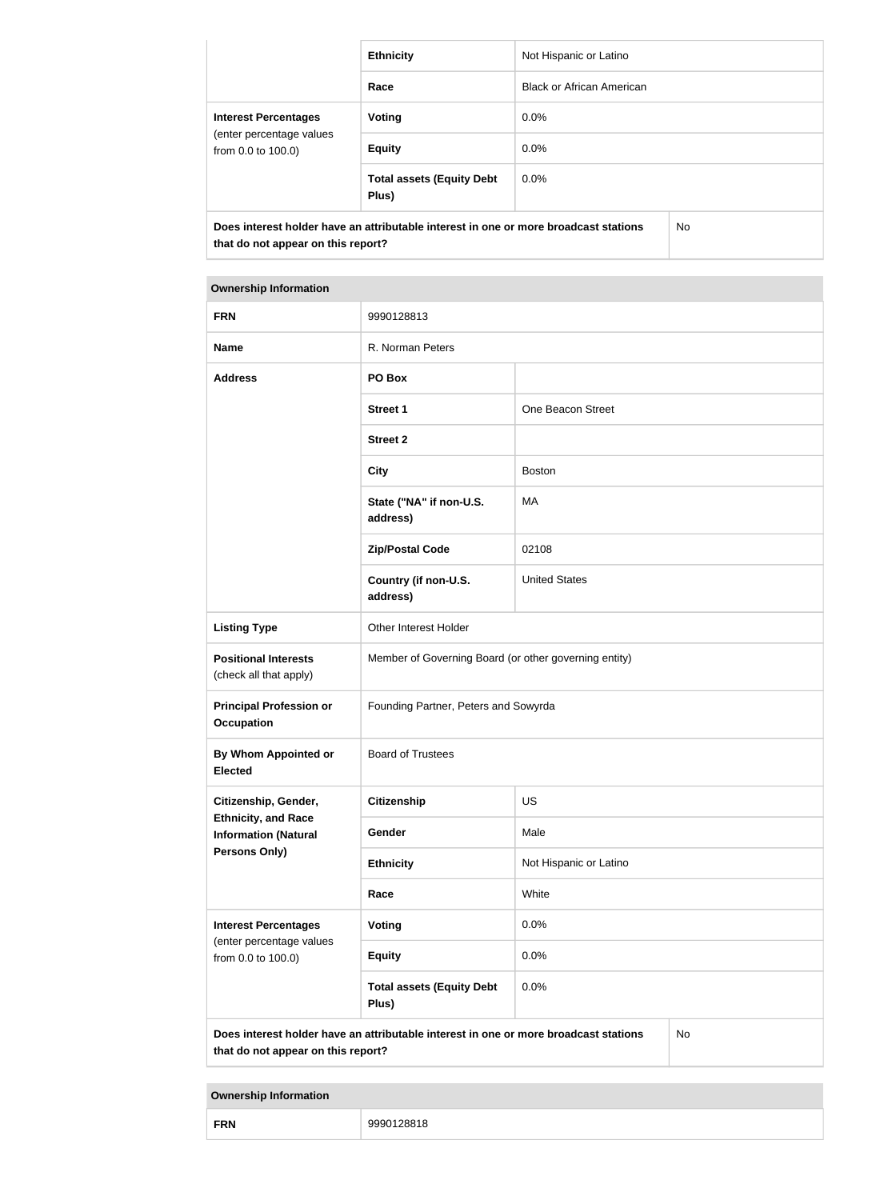| | | |
|---|---|---|
| | **Ethnicity** | Not Hispanic or Latino |
| | **Race** | Black or African American |
| **Interest Percentages** (enter percentage values from 0.0 to 100.0) | **Voting** | 0.0% |
| | **Equity** | 0.0% |
| | **Total assets (Equity Debt Plus)** | 0.0% |
| **Does interest holder have an attributable interest in one or more broadcast stations that do not appear on this report?** | | No |

| **Ownership Information** | | |
|---|---|---|
| **FRN** | 9990128813 | |
| **Name** | R. Norman Peters | |
| **Address** | **PO Box** | |
| | **Street 1** | One Beacon Street |
| | **Street 2** | |
| | **City** | Boston |
| | **State ("NA" if non-U.S. address)** | MA |
| | **Zip/Postal Code** | 02108 |
| | **Country (if non-U.S. address)** | United States |
| **Listing Type** | Other Interest Holder | |
| **Positional Interests** (check all that apply) | Member of Governing Board (or other governing entity) | |
| **Principal Profession or Occupation** | Founding Partner, Peters and Sowyrda | |
| **By Whom Appointed or Elected** | Board of Trustees | |
| **Citizenship, Gender, Ethnicity, and Race Information (Natural Persons Only)** | **Citizenship** | US |
| | **Gender** | Male |
| | **Ethnicity** | Not Hispanic or Latino |
| | **Race** | White |
| **Interest Percentages** (enter percentage values from 0.0 to 100.0) | **Voting** | 0.0% |
| | **Equity** | 0.0% |
| | **Total assets (Equity Debt Plus)** | 0.0% |
| **Does interest holder have an attributable interest in one or more broadcast stations that do not appear on this report?** | | No |

| **Ownership Information** | |
|---|---|
| **FRN** | 9990128818 |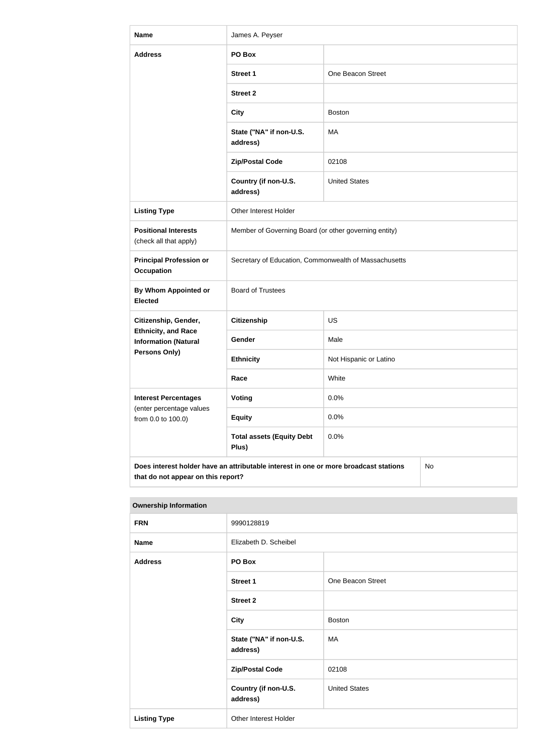| Name | James A. Peyser | |
|---|---|---|
| Address | PO Box | |
| | Street 1 | One Beacon Street |
| | Street 2 | |
| | City | Boston |
| | State ("NA" if non-U.S. address) | MA |
| | Zip/Postal Code | 02108 |
| | Country (if non-U.S. address) | United States |
| Listing Type | Other Interest Holder | |
| Positional Interests (check all that apply) | Member of Governing Board (or other governing entity) | |
| Principal Profession or Occupation | Secretary of Education, Commonwealth of Massachusetts | |
| By Whom Appointed or Elected | Board of Trustees | |
| Citizenship, Gender, Ethnicity, and Race Information (Natural Persons Only) | Citizenship | US |
| | Gender | Male |
| | Ethnicity | Not Hispanic or Latino |
| | Race | White |
| Interest Percentages (enter percentage values from 0.0 to 100.0) | Voting | 0.0% |
| | Equity | 0.0% |
| | Total assets (Equity Debt Plus) | 0.0% |
| Does interest holder have an attributable interest in one or more broadcast stations that do not appear on this report? | | No |

| Ownership Information | | |
|---|---|---|
| FRN | 9990128819 | |
| Name | Elizabeth D. Scheibel | |
| Address | PO Box | |
| | Street 1 | One Beacon Street |
| | Street 2 | |
| | City | Boston |
| | State ("NA" if non-U.S. address) | MA |
| | Zip/Postal Code | 02108 |
| | Country (if non-U.S. address) | United States |
| Listing Type | Other Interest Holder | |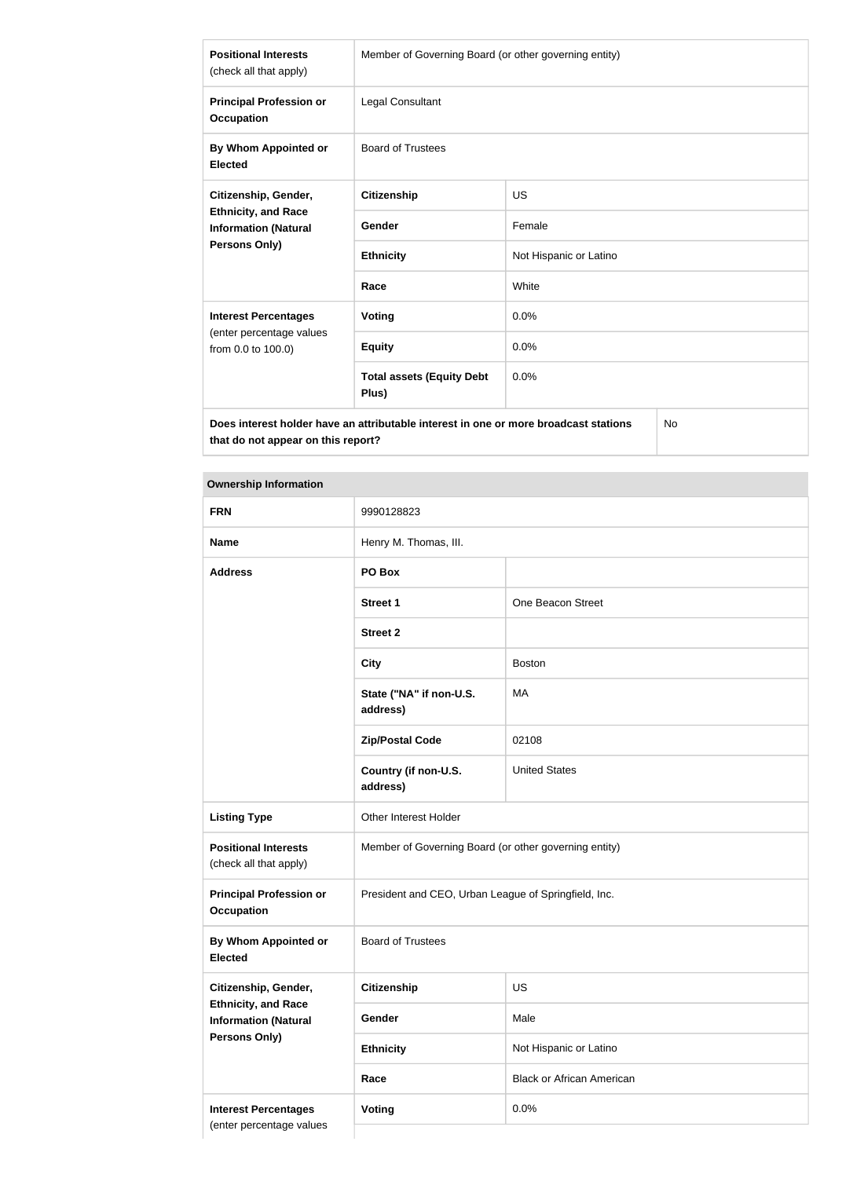| | | |
|---|---|---|
| **Positional Interests** (check all that apply) | Member of Governing Board (or other governing entity) | |
| **Principal Profession or Occupation** | Legal Consultant | |
| **By Whom Appointed or Elected** | Board of Trustees | |
| **Citizenship, Gender, Ethnicity, and Race Information (Natural Persons Only)** | **Citizenship** | US |
| | **Gender** | Female |
| | **Ethnicity** | Not Hispanic or Latino |
| | **Race** | White |
| **Interest Percentages** (enter percentage values from 0.0 to 100.0) | **Voting** | 0.0% |
| | **Equity** | 0.0% |
| | **Total assets (Equity Debt Plus)** | 0.0% |
| **Does interest holder have an attributable interest in one or more broadcast stations that do not appear on this report?** | | No |

| **Ownership Information** | | |
|---|---|---|
| **FRN** | 9990128823 | |
| **Name** | Henry M. Thomas, III. | |
| **Address** | **PO Box** | |
| | **Street 1** | One Beacon Street |
| | **Street 2** | |
| | **City** | Boston |
| | **State ("NA" if non-U.S. address)** | MA |
| | **Zip/Postal Code** | 02108 |
| | **Country (if non-U.S. address)** | United States |
| **Listing Type** | Other Interest Holder | |
| **Positional Interests** (check all that apply) | Member of Governing Board (or other governing entity) | |
| **Principal Profession or Occupation** | President and CEO, Urban League of Springfield, Inc. | |
| **By Whom Appointed or Elected** | Board of Trustees | |
| **Citizenship, Gender, Ethnicity, and Race Information (Natural Persons Only)** | **Citizenship** | US |
| | **Gender** | Male |
| | **Ethnicity** | Not Hispanic or Latino |
| | **Race** | Black or African American |
| **Interest Percentages** (enter percentage values | **Voting** | 0.0% |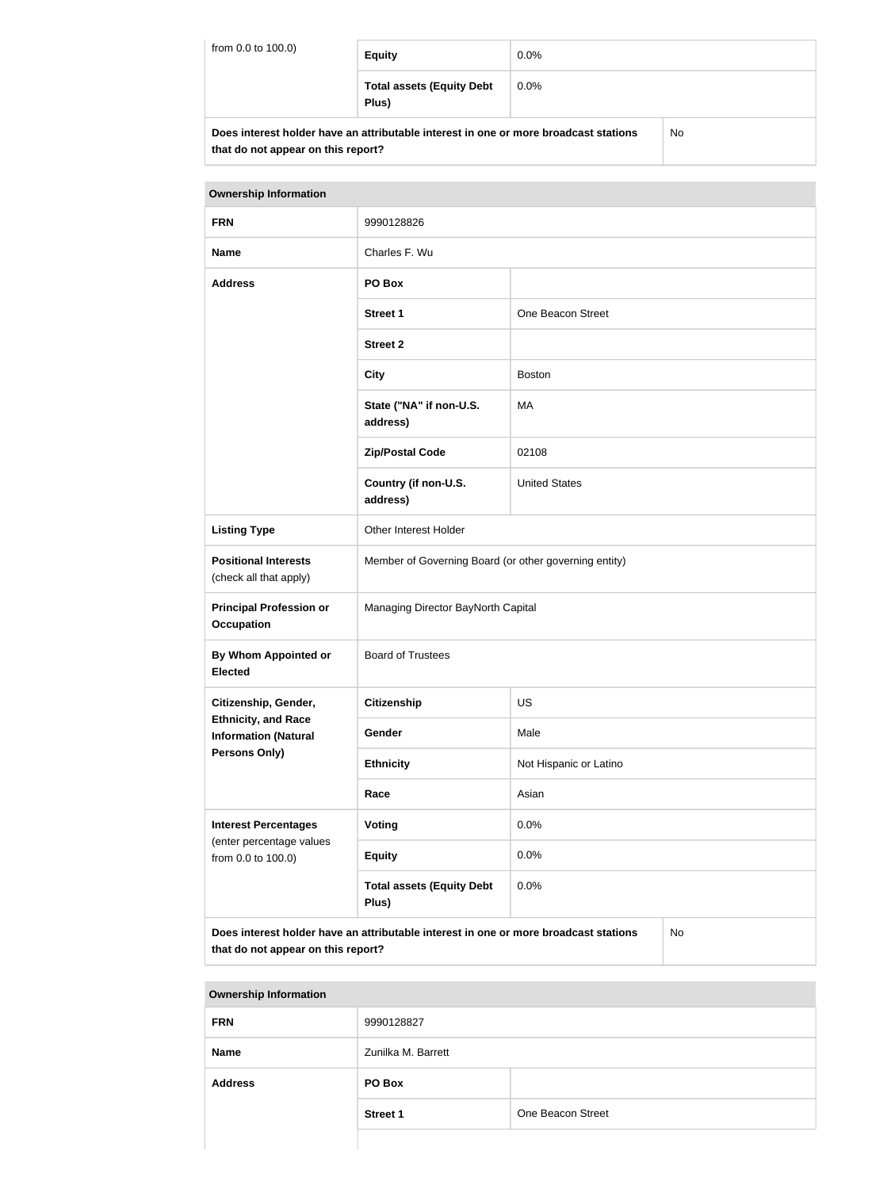| from 0.0 to 100.0) | Equity | 0.0% |
|---|---|---|
| | Total assets (Equity Debt Plus) | 0.0% |
| Does interest holder have an attributable interest in one or more broadcast stations that do not appear on this report? | | No |

| Ownership Information | | |
|---|---|---|
| FRN | 9990128826 | |
| Name | Charles F. Wu | |
| Address | PO Box | |
| | Street 1 | One Beacon Street |
| | Street 2 | |
| | City | Boston |
| | State ("NA" if non-U.S. address) | MA |
| | Zip/Postal Code | 02108 |
| | Country (if non-U.S. address) | United States |
| Listing Type | Other Interest Holder | |
| Positional Interests (check all that apply) | Member of Governing Board (or other governing entity) | |
| Principal Profession or Occupation | Managing Director BayNorth Capital | |
| By Whom Appointed or Elected | Board of Trustees | |
| Citizenship, Gender, Ethnicity, and Race Information (Natural Persons Only) | Citizenship | US |
| | Gender | Male |
| | Ethnicity | Not Hispanic or Latino |
| | Race | Asian |
| Interest Percentages (enter percentage values from 0.0 to 100.0) | Voting | 0.0% |
| | Equity | 0.0% |
| | Total assets (Equity Debt Plus) | 0.0% |
| Does interest holder have an attributable interest in one or more broadcast stations that do not appear on this report? | | No |

| Ownership Information | | |
|---|---|---|
| FRN | 9990128827 | |
| Name | Zunilka M. Barrett | |
| Address | PO Box | |
| | Street 1 | One Beacon Street |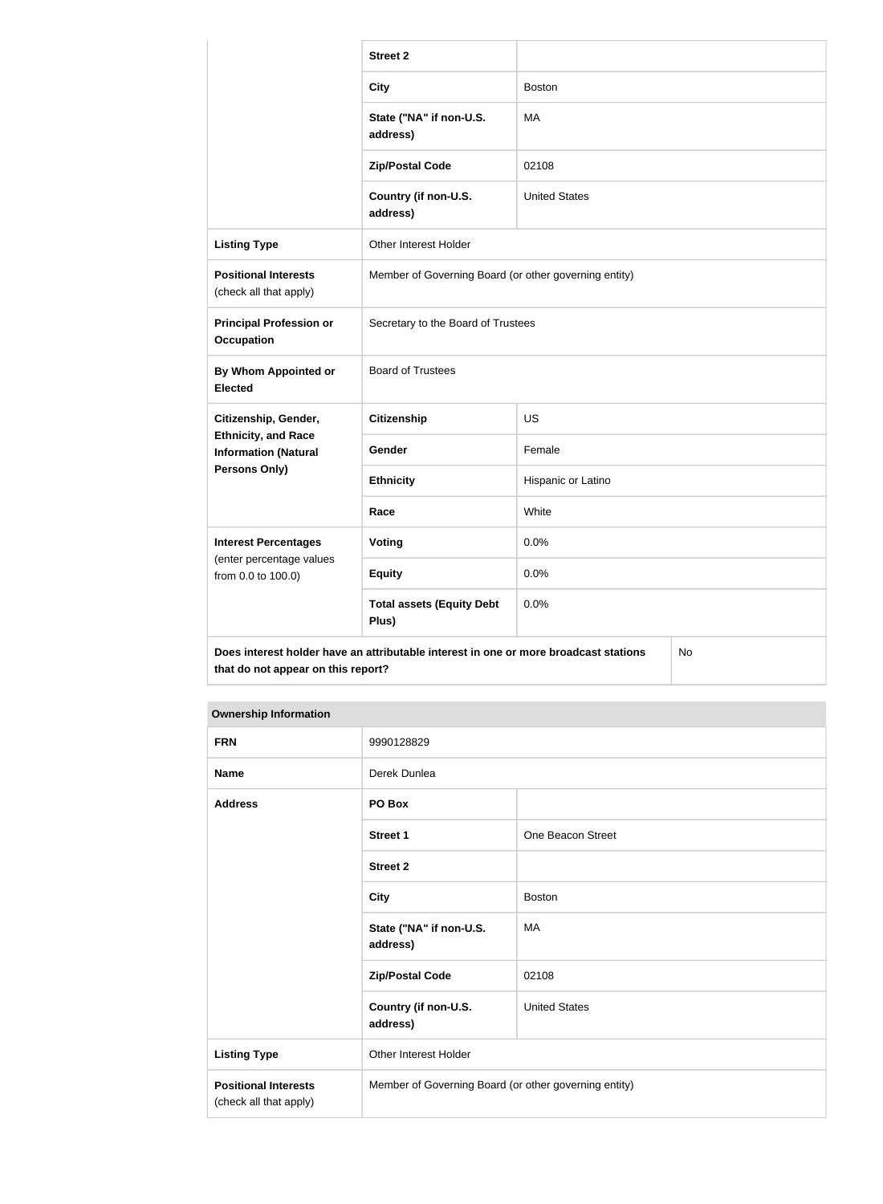| | | |
|---|---|---|
| | **Street 2** | |
| | **City** | Boston |
| | **State ("NA" if non-U.S. address)** | MA |
| | **Zip/Postal Code** | 02108 |
| | **Country (if non-U.S. address)** | United States |
| **Listing Type** | Other Interest Holder | |
| **Positional Interests** (check all that apply) | Member of Governing Board (or other governing entity) | |
| **Principal Profession or Occupation** | Secretary to the Board of Trustees | |
| **By Whom Appointed or Elected** | Board of Trustees | |
| **Citizenship, Gender, Ethnicity, and Race Information (Natural Persons Only)** | **Citizenship** | US |
| | **Gender** | Female |
| | **Ethnicity** | Hispanic or Latino |
| | **Race** | White |
| **Interest Percentages** (enter percentage values from 0.0 to 100.0) | **Voting** | 0.0% |
| | **Equity** | 0.0% |
| | **Total assets (Equity Debt Plus)** | 0.0% |
| **Does interest holder have an attributable interest in one or more broadcast stations that do not appear on this report?** | | No |

| **Ownership Information** | | |
|---|---|---|
| **FRN** | 9990128829 | |
| **Name** | Derek Dunlea | |
| **Address** | **PO Box** | |
| | **Street 1** | One Beacon Street |
| | **Street 2** | |
| | **City** | Boston |
| | **State ("NA" if non-U.S. address)** | MA |
| | **Zip/Postal Code** | 02108 |
| | **Country (if non-U.S. address)** | United States |
| **Listing Type** | Other Interest Holder | |
| **Positional Interests** (check all that apply) | Member of Governing Board (or other governing entity) | |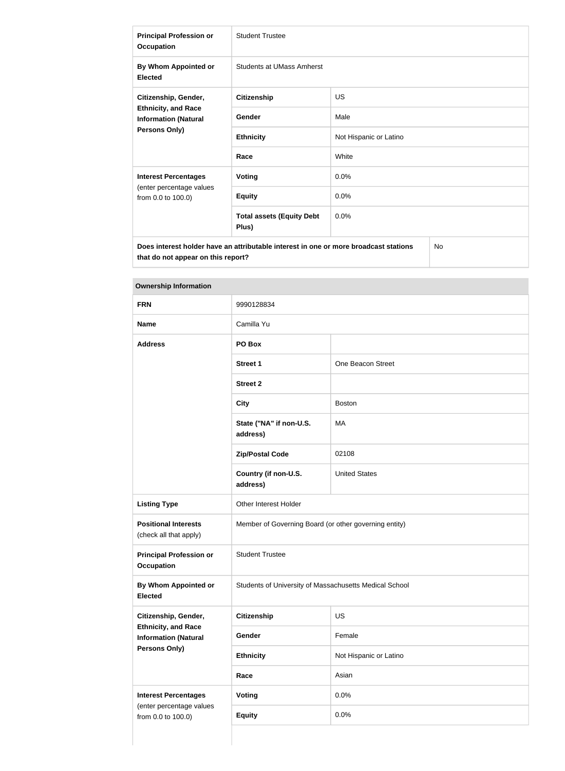| Principal Profession or Occupation | Student Trustee | |
|---|---|---|
| By Whom Appointed or Elected | Students at UMass Amherst | |
| Citizenship, Gender, Ethnicity, and Race Information (Natural Persons Only) | Citizenship | US |
| | Gender | Male |
| | Ethnicity | Not Hispanic or Latino |
| | Race | White |
| Interest Percentages (enter percentage values from 0.0 to 100.0) | Voting | 0.0% |
| | Equity | 0.0% |
| | Total assets (Equity Debt Plus) | 0.0% |
| Does interest holder have an attributable interest in one or more broadcast stations that do not appear on this report? | | No |

| Ownership Information | | |
|---|---|---|
| FRN | 9990128834 | |
| Name | Camilla Yu | |
| Address | PO Box | |
| | Street 1 | One Beacon Street |
| | Street 2 | |
| | City | Boston |
| | State ("NA" if non-U.S. address) | MA |
| | Zip/Postal Code | 02108 |
| | Country (if non-U.S. address) | United States |
| Listing Type | Other Interest Holder | |
| Positional Interests (check all that apply) | Member of Governing Board (or other governing entity) | |
| Principal Profession or Occupation | Student Trustee | |
| By Whom Appointed or Elected | Students of University of Massachusetts Medical School | |
| Citizenship, Gender, Ethnicity, and Race Information (Natural Persons Only) | Citizenship | US |
| | Gender | Female |
| | Ethnicity | Not Hispanic or Latino |
| | Race | Asian |
| Interest Percentages (enter percentage values from 0.0 to 100.0) | Voting | 0.0% |
| | Equity | 0.0% |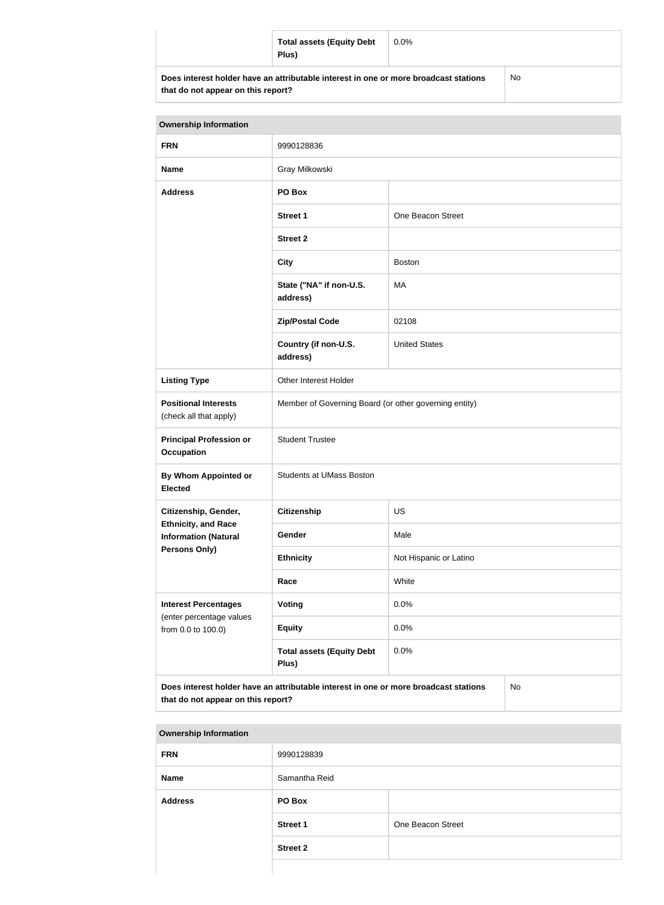| | Total assets (Equity Debt Plus) | 0.0% |
|---|---|---|
| Does interest holder have an attributable interest in one or more broadcast stations that do not appear on this report? | | No |

| Ownership Information | | |
|---|---|---|
| **FRN** | 9990128836 | |
| **Name** | Gray Milkowski | |
| **Address** | **PO Box** | |
| | **Street 1** | One Beacon Street |
| | **Street 2** | |
| | **City** | Boston |
| | **State ("NA" if non-U.S. address)** | MA |
| | **Zip/Postal Code** | 02108 |
| | **Country (if non-U.S. address)** | United States |
| **Listing Type** | Other Interest Holder | |
| **Positional Interests** (check all that apply) | Member of Governing Board (or other governing entity) | |
| **Principal Profession or Occupation** | Student Trustee | |
| **By Whom Appointed or Elected** | Students at UMass Boston | |
| **Citizenship, Gender, Ethnicity, and Race Information (Natural Persons Only)** | **Citizenship** | US |
| | **Gender** | Male |
| | **Ethnicity** | Not Hispanic or Latino |
| | **Race** | White |
| **Interest Percentages** (enter percentage values from 0.0 to 100.0) | **Voting** | 0.0% |
| | **Equity** | 0.0% |
| | **Total assets (Equity Debt Plus)** | 0.0% |
| **Does interest holder have an attributable interest in one or more broadcast stations that do not appear on this report?** | | No |

| Ownership Information | | |
|---|---|---|
| **FRN** | 9990128839 | |
| **Name** | Samantha Reid | |
| **Address** | **PO Box** | |
| | **Street 1** | One Beacon Street |
| | **Street 2** | |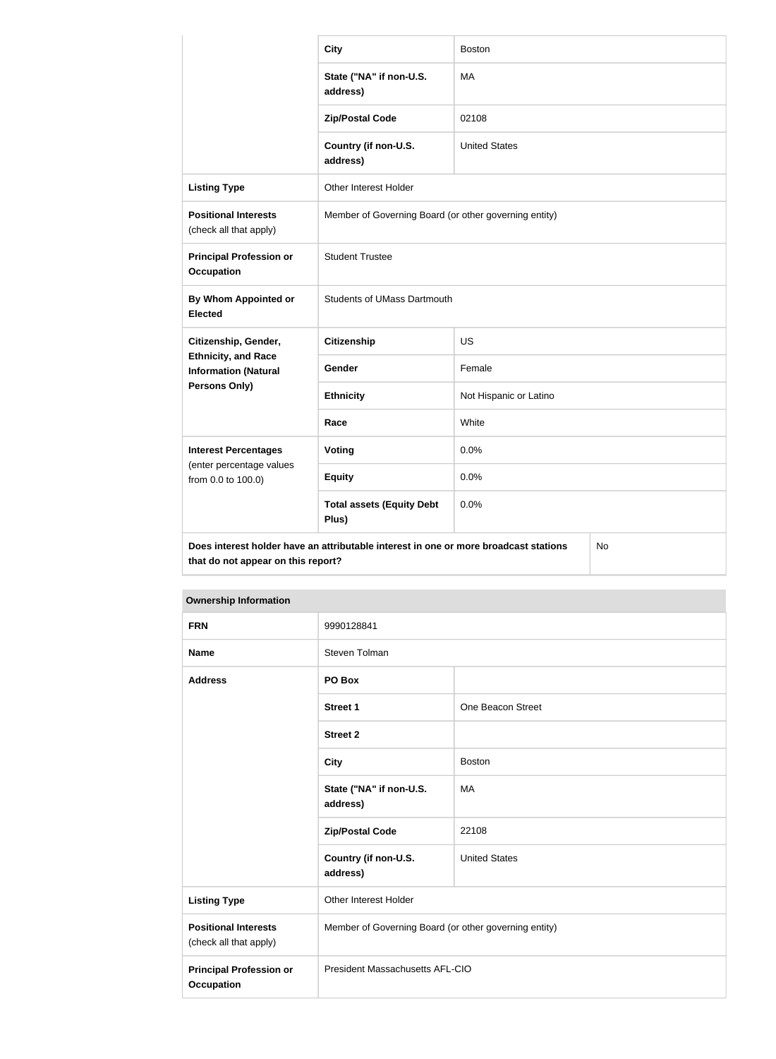| | | |
|---|---|---|
| | **City** | Boston |
| | **State ("NA" if non-U.S. address)** | MA |
| | **Zip/Postal Code** | 02108 |
| | **Country (if non-U.S. address)** | United States |
| **Listing Type** | Other Interest Holder | |
| **Positional Interests** (check all that apply) | Member of Governing Board (or other governing entity) | |
| **Principal Profession or Occupation** | Student Trustee | |
| **By Whom Appointed or Elected** | Students of UMass Dartmouth | |
| **Citizenship, Gender, Ethnicity, and Race Information (Natural Persons Only)** | **Citizenship** | US |
| | **Gender** | Female |
| | **Ethnicity** | Not Hispanic or Latino |
| | **Race** | White |
| **Interest Percentages** (enter percentage values from 0.0 to 100.0) | **Voting** | 0.0% |
| | **Equity** | 0.0% |
| | **Total assets (Equity Debt Plus)** | 0.0% |
| **Does interest holder have an attributable interest in one or more broadcast stations that do not appear on this report?** | | No |

| **Ownership Information** | | |
|---|---|---|
| **FRN** | 9990128841 | |
| **Name** | Steven Tolman | |
| **Address** | **PO Box** | |
| | **Street 1** | One Beacon Street |
| | **Street 2** | |
| | **City** | Boston |
| | **State ("NA" if non-U.S. address)** | MA |
| | **Zip/Postal Code** | 22108 |
| | **Country (if non-U.S. address)** | United States |
| **Listing Type** | Other Interest Holder | |
| **Positional Interests** (check all that apply) | Member of Governing Board (or other governing entity) | |
| **Principal Profession or Occupation** | President Massachusetts AFL-CIO | |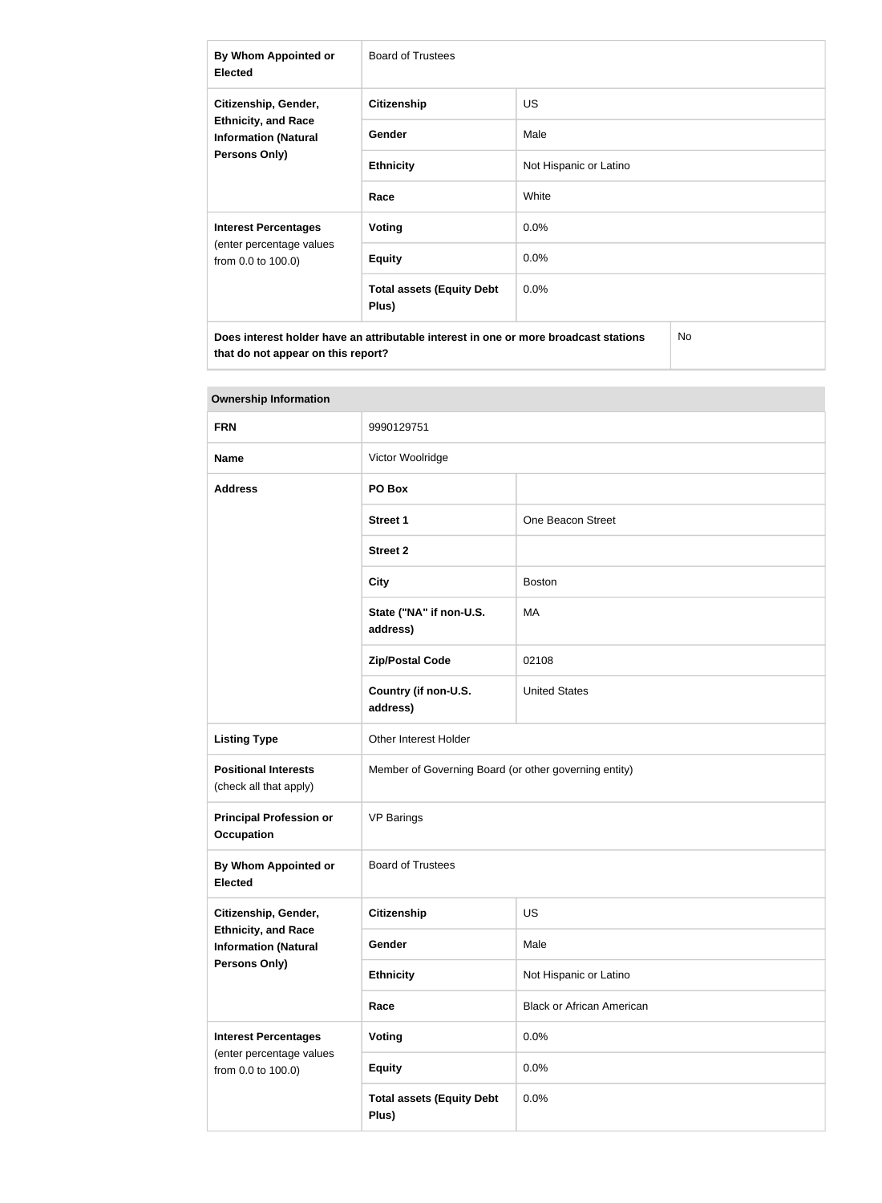| By Whom Appointed or Elected | Board of Trustees | |
|---|---|---|
| Citizenship, Gender, Ethnicity, and Race Information (Natural Persons Only) | Citizenship | US |
| | Gender | Male |
| | Ethnicity | Not Hispanic or Latino |
| | Race | White |
| Interest Percentages (enter percentage values from 0.0 to 100.0) | Voting | 0.0% |
| | Equity | 0.0% |
| | Total assets (Equity Debt Plus) | 0.0% |
| Does interest holder have an attributable interest in one or more broadcast stations that do not appear on this report? | | No |

| Ownership Information | | |
|---|---|---|
| FRN | 9990129751 | |
| Name | Victor Woolridge | |
| Address | PO Box | |
| | Street 1 | One Beacon Street |
| | Street 2 | |
| | City | Boston |
| | State ("NA" if non-U.S. address) | MA |
| | Zip/Postal Code | 02108 |
| | Country (if non-U.S. address) | United States |
| Listing Type | Other Interest Holder | |
| Positional Interests (check all that apply) | Member of Governing Board (or other governing entity) | |
| Principal Profession or Occupation | VP Barings | |
| By Whom Appointed or Elected | Board of Trustees | |
| Citizenship, Gender, Ethnicity, and Race Information (Natural Persons Only) | Citizenship | US |
| | Gender | Male |
| | Ethnicity | Not Hispanic or Latino |
| | Race | Black or African American |
| Interest Percentages (enter percentage values from 0.0 to 100.0) | Voting | 0.0% |
| | Equity | 0.0% |
| | Total assets (Equity Debt Plus) | 0.0% |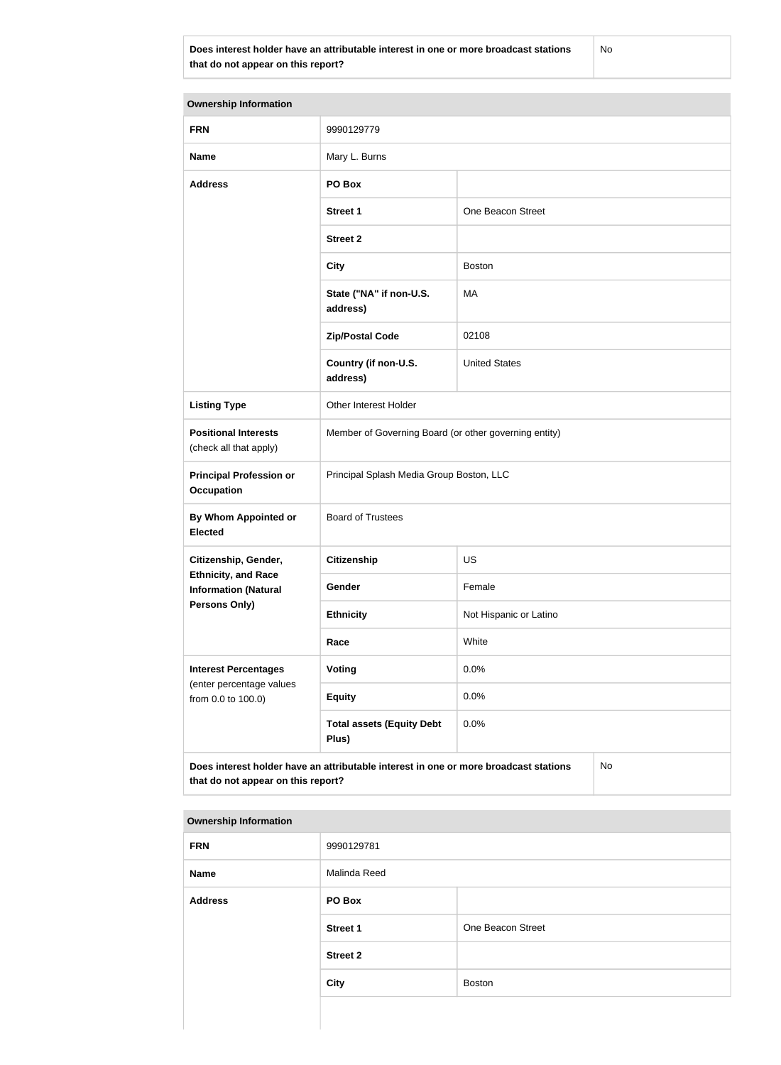| Does interest holder have an attributable interest in one or more broadcast stations that do not appear on this report? | No |
|---|---|

| Ownership Information | | |
|---|---|---|
| **FRN** | 9990129779 | |
| **Name** | Mary L. Burns | |
| **Address** | **PO Box** | |
| | **Street 1** | One Beacon Street |
| | **Street 2** | |
| | **City** | Boston |
| | **State ("NA" if non-U.S. address)** | MA |
| | **Zip/Postal Code** | 02108 |
| | **Country (if non-U.S. address)** | United States |
| **Listing Type** | Other Interest Holder | |
| **Positional Interests** (check all that apply) | Member of Governing Board (or other governing entity) | |
| **Principal Profession or Occupation** | Principal Splash Media Group Boston, LLC | |
| **By Whom Appointed or Elected** | Board of Trustees | |
| **Citizenship, Gender, Ethnicity, and Race Information (Natural Persons Only)** | **Citizenship** | US |
| | **Gender** | Female |
| | **Ethnicity** | Not Hispanic or Latino |
| | **Race** | White |
| **Interest Percentages** (enter percentage values from 0.0 to 100.0) | **Voting** | 0.0% |
| | **Equity** | 0.0% |
| | **Total assets (Equity Debt Plus)** | 0.0% |
| **Does interest holder have an attributable interest in one or more broadcast stations that do not appear on this report?** | | No |

| Ownership Information | | |
|---|---|---|
| **FRN** | 9990129781 | |
| **Name** | Malinda Reed | |
| **Address** | **PO Box** | |
| | **Street 1** | One Beacon Street |
| | **Street 2** | |
| | **City** | Boston |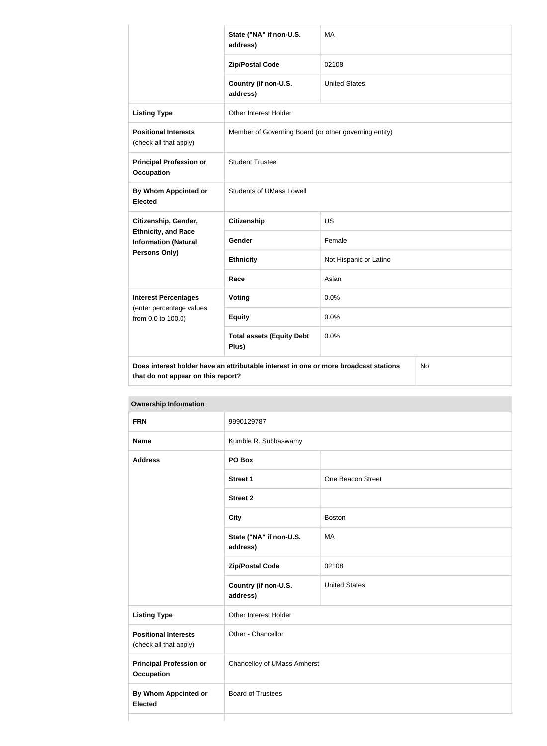| | | |
|---|---|---|
| | State ("NA" if non-U.S. address) | MA |
| | Zip/Postal Code | 02108 |
| | Country (if non-U.S. address) | United States |
| Listing Type | Other Interest Holder | |
| Positional Interests (check all that apply) | Member of Governing Board (or other governing entity) | |
| Principal Profession or Occupation | Student Trustee | |
| By Whom Appointed or Elected | Students of UMass Lowell | |
| Citizenship, Gender, Ethnicity, and Race Information (Natural Persons Only) | Citizenship | US |
| | Gender | Female |
| | Ethnicity | Not Hispanic or Latino |
| | Race | Asian |
| Interest Percentages (enter percentage values from 0.0 to 100.0) | Voting | 0.0% |
| | Equity | 0.0% |
| | Total assets (Equity Debt Plus) | 0.0% |
| Does interest holder have an attributable interest in one or more broadcast stations that do not appear on this report? | | No |

| Ownership Information | | |
|---|---|---|
| FRN | 9990129787 | |
| Name | Kumble R. Subbaswamy | |
| Address | PO Box | |
| | Street 1 | One Beacon Street |
| | Street 2 | |
| | City | Boston |
| | State ("NA" if non-U.S. address) | MA |
| | Zip/Postal Code | 02108 |
| | Country (if non-U.S. address) | United States |
| Listing Type | Other Interest Holder | |
| Positional Interests (check all that apply) | Other - Chancellor | |
| Principal Profession or Occupation | Chancelloy of UMass Amherst | |
| By Whom Appointed or Elected | Board of Trustees | |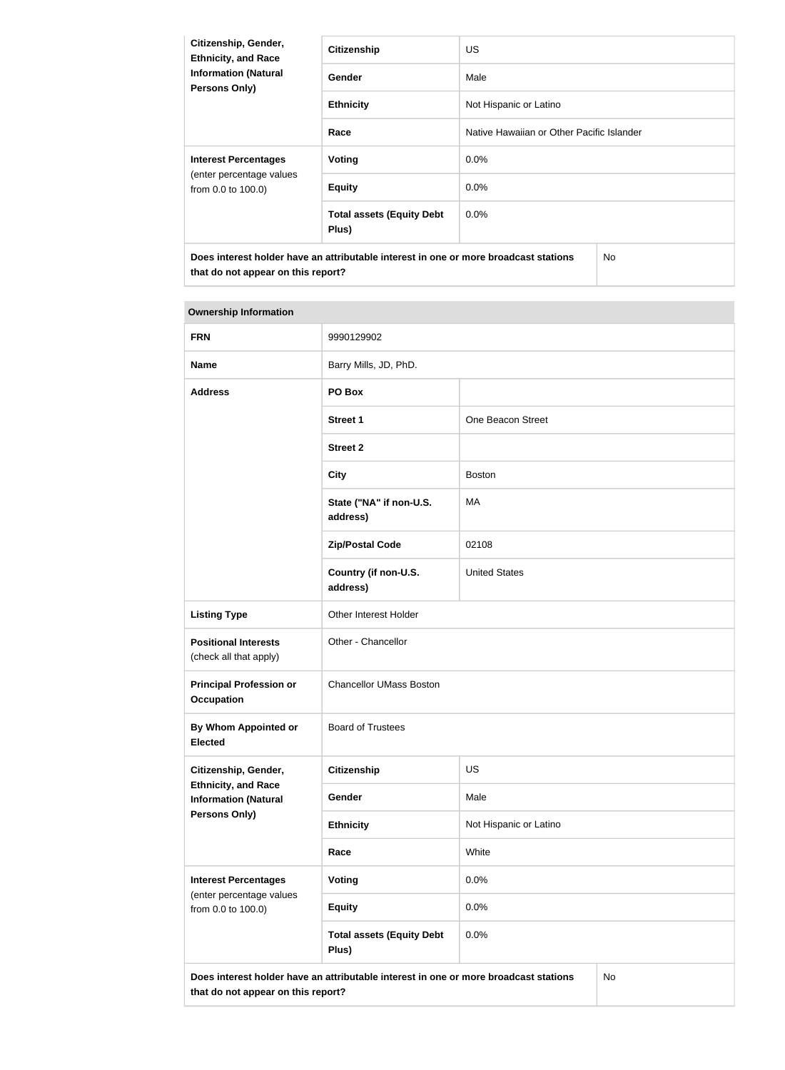| Citizenship, Gender, Ethnicity, and Race Information (Natural Persons Only) | Citizenship | US |
|---|---|---|
| | Gender | Male |
| | Ethnicity | Not Hispanic or Latino |
| | Race | Native Hawaiian or Other Pacific Islander |
| Interest Percentages (enter percentage values from 0.0 to 100.0) | Voting | 0.0% |
| | Equity | 0.0% |
| | Total assets (Equity Debt Plus) | 0.0% |
| Does interest holder have an attributable interest in one or more broadcast stations that do not appear on this report? | | No |

| Ownership Information | | |
|---|---|---|
| FRN | 9990129902 | |
| Name | Barry Mills, JD, PhD. | |
| Address | PO Box | |
| | Street 1 | One Beacon Street |
| | Street 2 | |
| | City | Boston |
| | State ("NA" if non-U.S. address) | MA |
| | Zip/Postal Code | 02108 |
| | Country (if non-U.S. address) | United States |
| Listing Type | Other Interest Holder | |
| Positional Interests (check all that apply) | Other - Chancellor | |
| Principal Profession or Occupation | Chancellor UMass Boston | |
| By Whom Appointed or Elected | Board of Trustees | |
| Citizenship, Gender, Ethnicity, and Race Information (Natural Persons Only) | Citizenship | US |
| | Gender | Male |
| | Ethnicity | Not Hispanic or Latino |
| | Race | White |
| Interest Percentages (enter percentage values from 0.0 to 100.0) | Voting | 0.0% |
| | Equity | 0.0% |
| | Total assets (Equity Debt Plus) | 0.0% |
| Does interest holder have an attributable interest in one or more broadcast stations that do not appear on this report? | | No |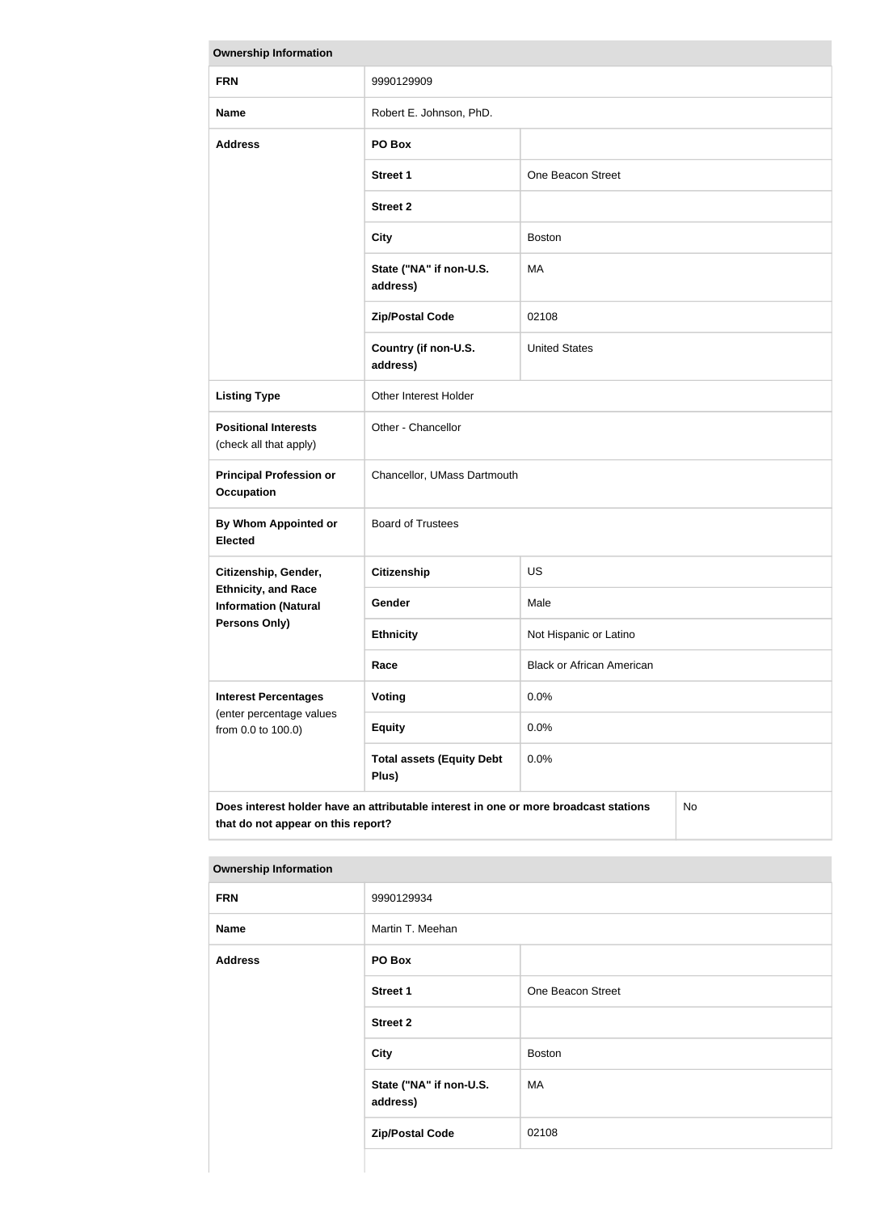| Ownership Information | | |
|---|---|---|
| **FRN** | 9990129909 | |
| **Name** | Robert E. Johnson, PhD. | |
| **Address** | **PO Box** | |
| | **Street 1** | One Beacon Street |
| | **Street 2** | |
| | **City** | Boston |
| | **State ("NA" if non-U.S. address)** | MA |
| | **Zip/Postal Code** | 02108 |
| | **Country (if non-U.S. address)** | United States |
| **Listing Type** | Other Interest Holder | |
| **Positional Interests** (check all that apply) | Other - Chancellor | |
| **Principal Profession or Occupation** | Chancellor, UMass Dartmouth | |
| **By Whom Appointed or Elected** | Board of Trustees | |
| **Citizenship, Gender, Ethnicity, and Race Information (Natural Persons Only)** | **Citizenship** | US |
| | **Gender** | Male |
| | **Ethnicity** | Not Hispanic or Latino |
| | **Race** | Black or African American |
| **Interest Percentages** (enter percentage values from 0.0 to 100.0) | **Voting** | 0.0% |
| | **Equity** | 0.0% |
| | **Total assets (Equity Debt Plus)** | 0.0% |
| **Does interest holder have an attributable interest in one or more broadcast stations that do not appear on this report?** | | No |

| Ownership Information | | |
|---|---|---|
| **FRN** | 9990129934 | |
| **Name** | Martin T. Meehan | |
| **Address** | **PO Box** | |
| | **Street 1** | One Beacon Street |
| | **Street 2** | |
| | **City** | Boston |
| | **State ("NA" if non-U.S. address)** | MA |
| | **Zip/Postal Code** | 02108 |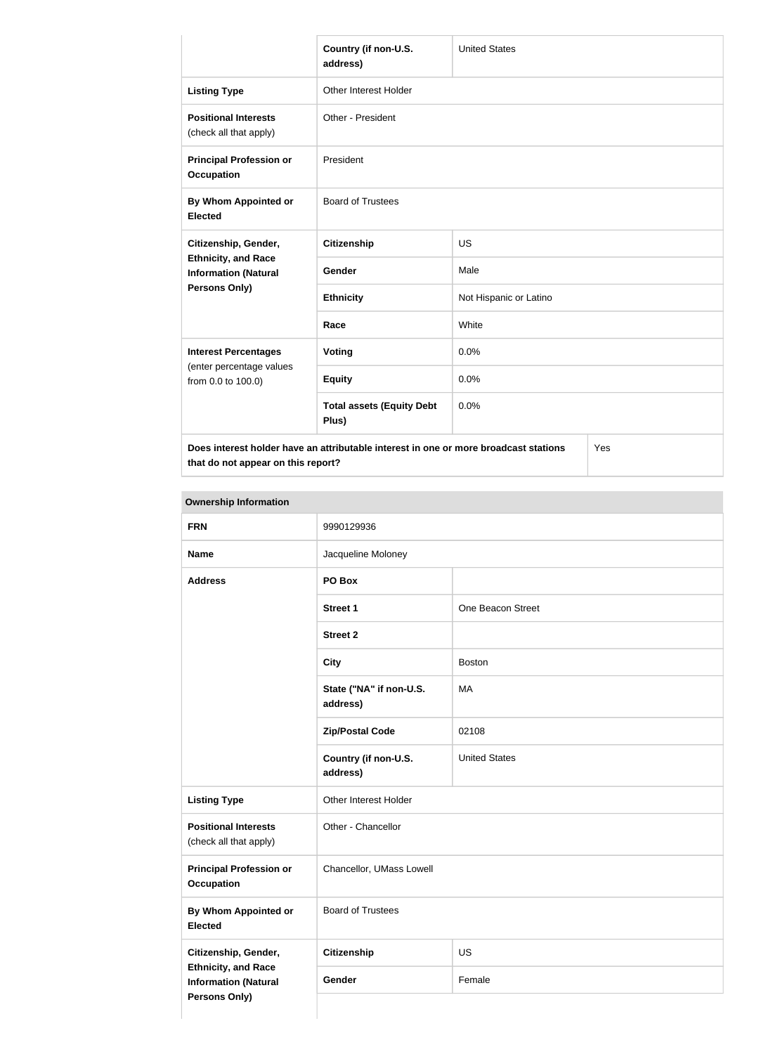| | | |
|---|---|---|
| | **Country (if non-U.S. address)** | United States |
| **Listing Type** | Other Interest Holder | |
| **Positional Interests** (check all that apply) | Other - President | |
| **Principal Profession or Occupation** | President | |
| **By Whom Appointed or Elected** | Board of Trustees | |
| **Citizenship, Gender, Ethnicity, and Race Information (Natural Persons Only)** | **Citizenship** | US |
| | **Gender** | Male |
| | **Ethnicity** | Not Hispanic or Latino |
| | **Race** | White |
| **Interest Percentages** (enter percentage values from 0.0 to 100.0) | **Voting** | 0.0% |
| | **Equity** | 0.0% |
| | **Total assets (Equity Debt Plus)** | 0.0% |
| **Does interest holder have an attributable interest in one or more broadcast stations that do not appear on this report?** | | Yes |

| **Ownership Information** | | |
|---|---|---|
| **FRN** | 9990129936 | |
| **Name** | Jacqueline Moloney | |
| **Address** | **PO Box** | |
| | **Street 1** | One Beacon Street |
| | **Street 2** | |
| | **City** | Boston |
| | **State ("NA" if non-U.S. address)** | MA |
| | **Zip/Postal Code** | 02108 |
| | **Country (if non-U.S. address)** | United States |
| **Listing Type** | Other Interest Holder | |
| **Positional Interests** (check all that apply) | Other - Chancellor | |
| **Principal Profession or Occupation** | Chancellor, UMass Lowell | |
| **By Whom Appointed or Elected** | Board of Trustees | |
| **Citizenship, Gender, Ethnicity, and Race Information (Natural Persons Only)** | **Citizenship** | US |
| | **Gender** | Female |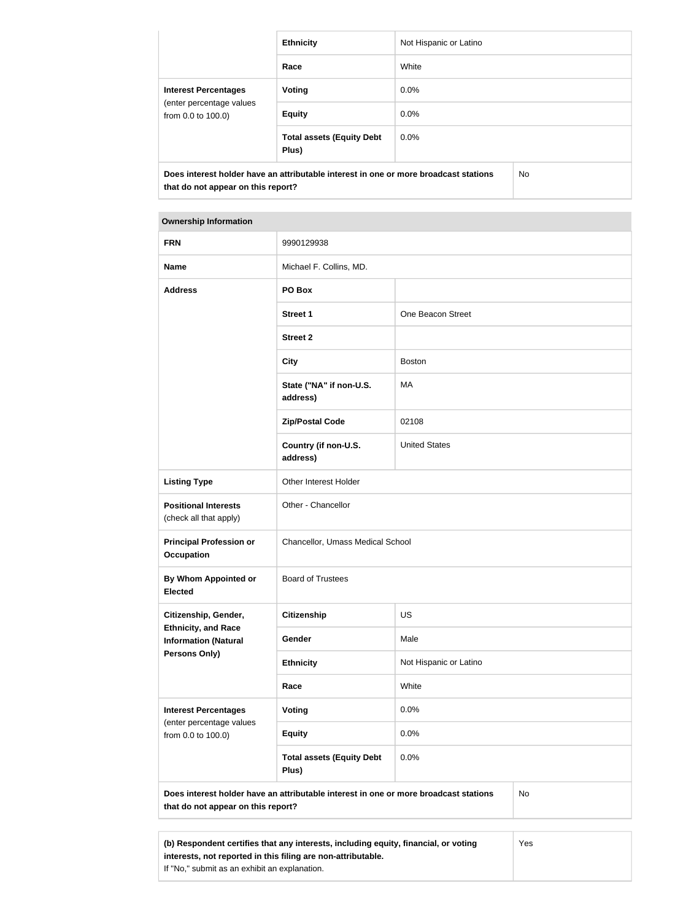| | | |
|---|---|---|
| | **Ethnicity** | Not Hispanic or Latino |
| | **Race** | White |
| **Interest Percentages** (enter percentage values from 0.0 to 100.0) | **Voting** | 0.0% |
| | **Equity** | 0.0% |
| | **Total assets (Equity Debt Plus)** | 0.0% |
| **Does interest holder have an attributable interest in one or more broadcast stations that do not appear on this report?** | | No |

| **Ownership Information** | | |
|---|---|---|
| **FRN** | 9990129938 | |
| **Name** | Michael F. Collins, MD. | |
| **Address** | **PO Box** | |
| | **Street 1** | One Beacon Street |
| | **Street 2** | |
| | **City** | Boston |
| | **State ("NA" if non-U.S. address)** | MA |
| | **Zip/Postal Code** | 02108 |
| | **Country (if non-U.S. address)** | United States |
| **Listing Type** | Other Interest Holder | |
| **Positional Interests** (check all that apply) | Other - Chancellor | |
| **Principal Profession or Occupation** | Chancellor, Umass Medical School | |
| **By Whom Appointed or Elected** | Board of Trustees | |
| **Citizenship, Gender, Ethnicity, and Race Information (Natural Persons Only)** | **Citizenship** | US |
| | **Gender** | Male |
| | **Ethnicity** | Not Hispanic or Latino |
| | **Race** | White |
| **Interest Percentages** (enter percentage values from 0.0 to 100.0) | **Voting** | 0.0% |
| | **Equity** | 0.0% |
| | **Total assets (Equity Debt Plus)** | 0.0% |
| **Does interest holder have an attributable interest in one or more broadcast stations that do not appear on this report?** | | No |

| | |
|---|---|
| **(b) Respondent certifies that any interests, including equity, financial, or voting interests, not reported in this filing are non-attributable.** If "No," submit as an exhibit an explanation. | Yes |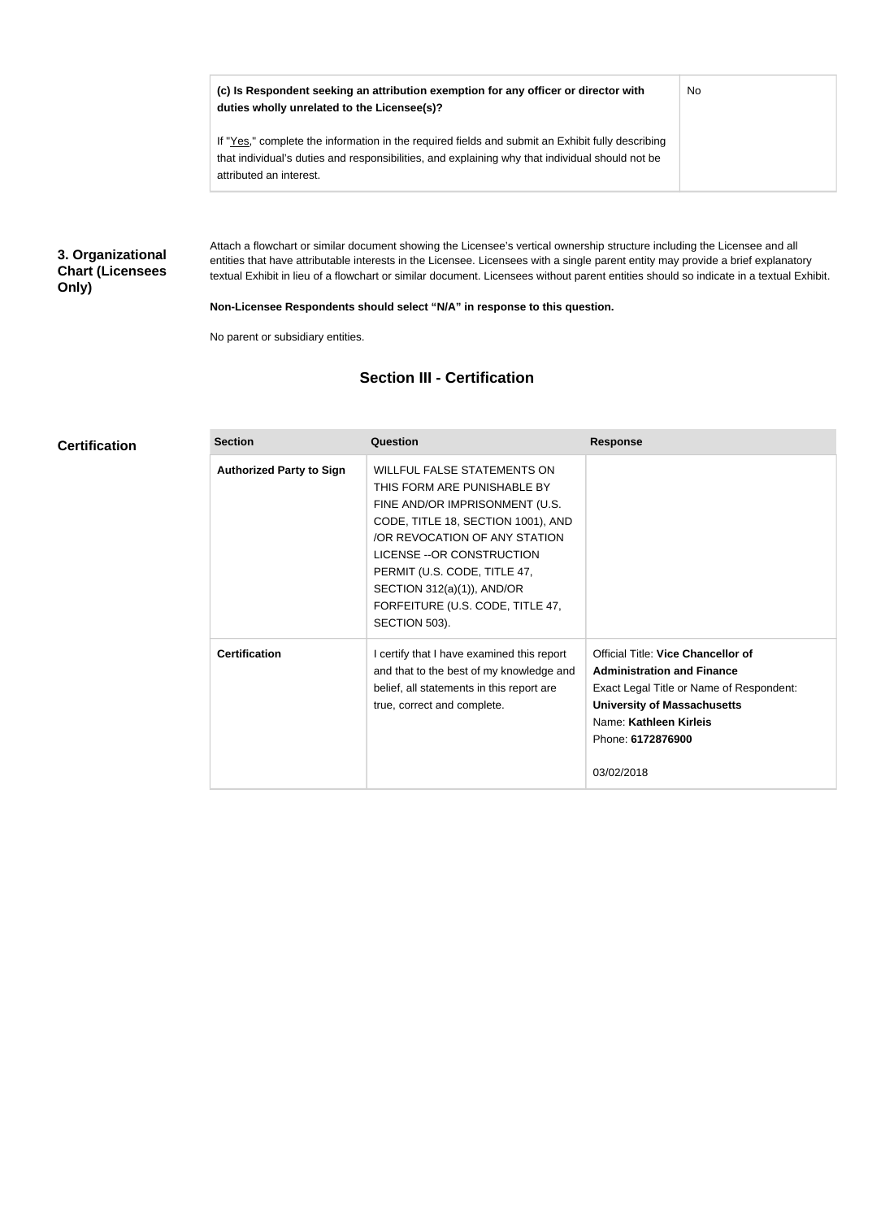| | |
|---|---|
| **(c) Is Respondent seeking an attribution exemption for any officer or director with duties wholly unrelated to the Licensee(s)?**<br><br>If "Yes," complete the information in the required fields and submit an Exhibit fully describing that individual's duties and responsibilities, and explaining why that individual should not be attributed an interest. | No |

### 3. Organizational Chart (Licensees Only)

Attach a flowchart or similar document showing the Licensee's vertical ownership structure including the Licensee and all entities that have attributable interests in the Licensee. Licensees with a single parent entity may provide a brief explanatory textual Exhibit in lieu of a flowchart or similar document. Licensees without parent entities should so indicate in a textual Exhibit.

**Non-Licensee Respondents should select "N/A" in response to this question.**

No parent or subsidiary entities.

## Section III - Certification

### Certification

| Section | Question | Response |
|---|---|---|
| **Authorized Party to Sign** | WILLFUL FALSE STATEMENTS ON THIS FORM ARE PUNISHABLE BY FINE AND/OR IMPRISONMENT (U.S. CODE, TITLE 18, SECTION 1001), AND /OR REVOCATION OF ANY STATION LICENSE --OR CONSTRUCTION PERMIT (U.S. CODE, TITLE 47, SECTION 312(a)(1)), AND/OR FORFEITURE (U.S. CODE, TITLE 47, SECTION 503). | |
| **Certification** | I certify that I have examined this report and that to the best of my knowledge and belief, all statements in this report are true, correct and complete. | Official Title: **Vice Chancellor of Administration and Finance**<br>Exact Legal Title or Name of Respondent: **University of Massachusetts**<br>Name: **Kathleen Kirleis**<br>Phone: **6172876900**<br><br>03/02/2018 |